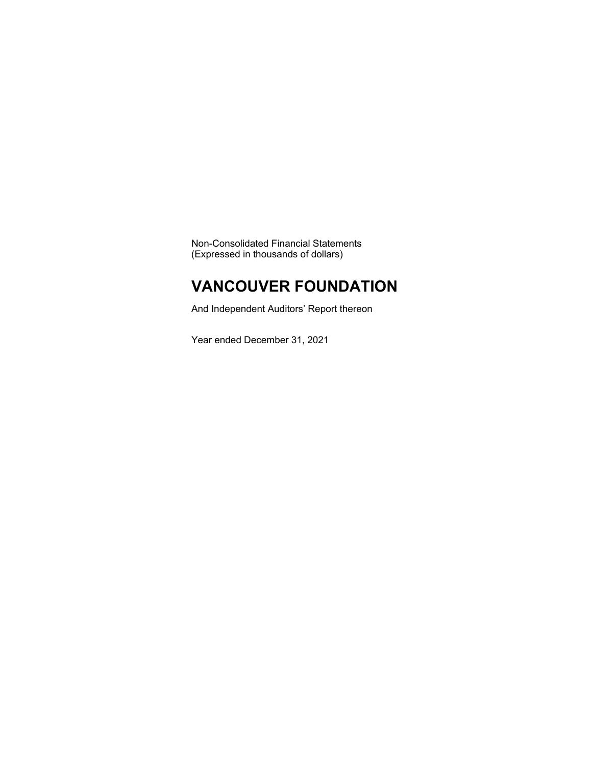Non-Consolidated Financial Statements
(Expressed in thousands of dollars)

# VANCOUVER FOUNDATION

And Independent Auditors' Report thereon

Year ended December 31, 2021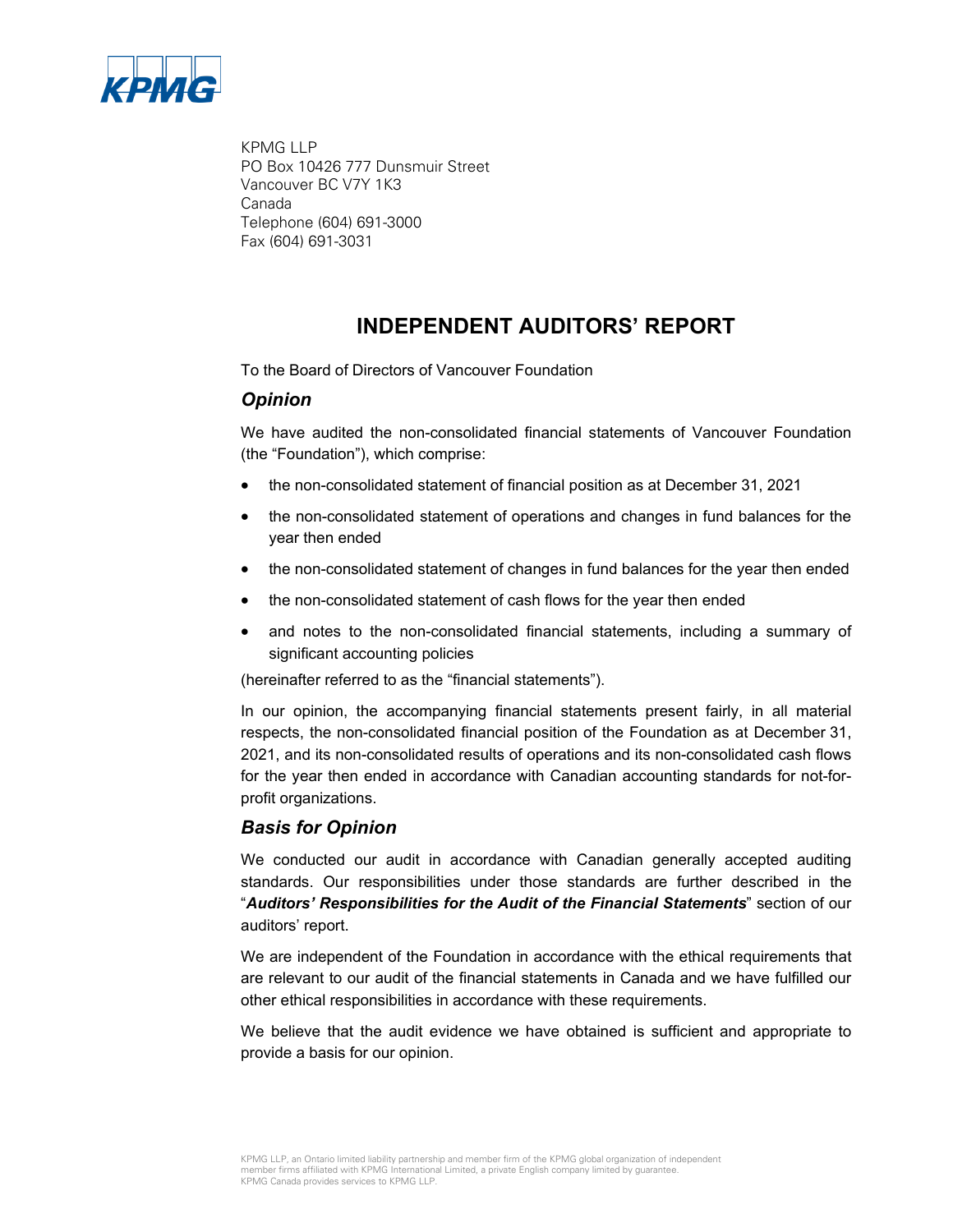KPMG LLP
PO Box 10426 777 Dunsmuir Street
Vancouver BC V7Y 1K3
Canada
Telephone (604) 691-3000
Fax (604) 691-3031

# INDEPENDENT AUDITORS' REPORT

To the Board of Directors of Vancouver Foundation

## *Opinion*

We have audited the non-consolidated financial statements of Vancouver Foundation (the "Foundation"), which comprise:

- the non-consolidated statement of financial position as at December 31, 2021
- the non-consolidated statement of operations and changes in fund balances for the year then ended
- the non-consolidated statement of changes in fund balances for the year then ended
- the non-consolidated statement of cash flows for the year then ended
- and notes to the non-consolidated financial statements, including a summary of significant accounting policies

(hereinafter referred to as the "financial statements").

In our opinion, the accompanying financial statements present fairly, in all material respects, the non-consolidated financial position of the Foundation as at December 31, 2021, and its non-consolidated results of operations and its non-consolidated cash flows for the year then ended in accordance with Canadian accounting standards for not-for-profit organizations.

## *Basis for Opinion*

We conducted our audit in accordance with Canadian generally accepted auditing standards. Our responsibilities under those standards are further described in the "***Auditors' Responsibilities for the Audit of the Financial Statements***" section of our auditors' report.

We are independent of the Foundation in accordance with the ethical requirements that are relevant to our audit of the financial statements in Canada and we have fulfilled our other ethical responsibilities in accordance with these requirements.

We believe that the audit evidence we have obtained is sufficient and appropriate to provide a basis for our opinion.

KPMG LLP, an Ontario limited liability partnership and member firm of the KPMG global organization of independent member firms affiliated with KPMG International Limited, a private English company limited by guarantee.
KPMG Canada provides services to KPMG LLP.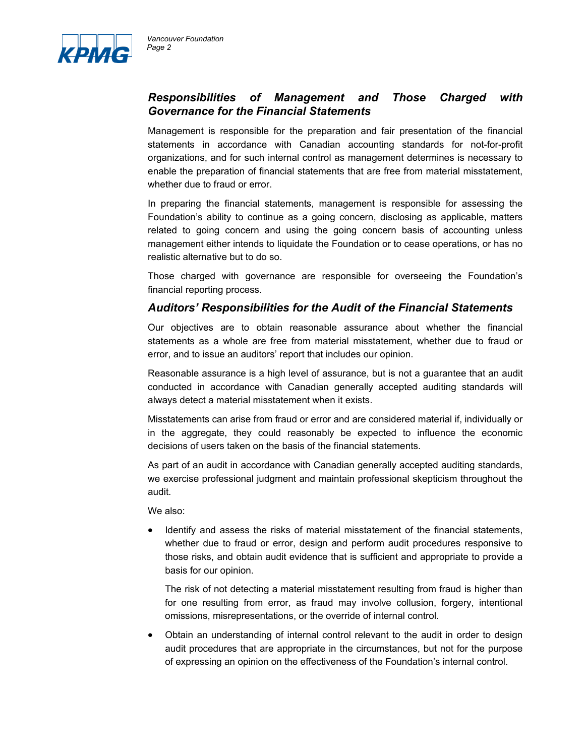### *Responsibilities of Management and Those Charged with Governance for the Financial Statements*

Management is responsible for the preparation and fair presentation of the financial statements in accordance with Canadian accounting standards for not-for-profit organizations, and for such internal control as management determines is necessary to enable the preparation of financial statements that are free from material misstatement, whether due to fraud or error.

In preparing the financial statements, management is responsible for assessing the Foundation's ability to continue as a going concern, disclosing as applicable, matters related to going concern and using the going concern basis of accounting unless management either intends to liquidate the Foundation or to cease operations, or has no realistic alternative but to do so.

Those charged with governance are responsible for overseeing the Foundation's financial reporting process.

### *Auditors' Responsibilities for the Audit of the Financial Statements*

Our objectives are to obtain reasonable assurance about whether the financial statements as a whole are free from material misstatement, whether due to fraud or error, and to issue an auditors' report that includes our opinion.

Reasonable assurance is a high level of assurance, but is not a guarantee that an audit conducted in accordance with Canadian generally accepted auditing standards will always detect a material misstatement when it exists.

Misstatements can arise from fraud or error and are considered material if, individually or in the aggregate, they could reasonably be expected to influence the economic decisions of users taken on the basis of the financial statements.

As part of an audit in accordance with Canadian generally accepted auditing standards, we exercise professional judgment and maintain professional skepticism throughout the audit.

We also:

- Identify and assess the risks of material misstatement of the financial statements, whether due to fraud or error, design and perform audit procedures responsive to those risks, and obtain audit evidence that is sufficient and appropriate to provide a basis for our opinion.

  The risk of not detecting a material misstatement resulting from fraud is higher than for one resulting from error, as fraud may involve collusion, forgery, intentional omissions, misrepresentations, or the override of internal control.

- Obtain an understanding of internal control relevant to the audit in order to design audit procedures that are appropriate in the circumstances, but not for the purpose of expressing an opinion on the effectiveness of the Foundation's internal control.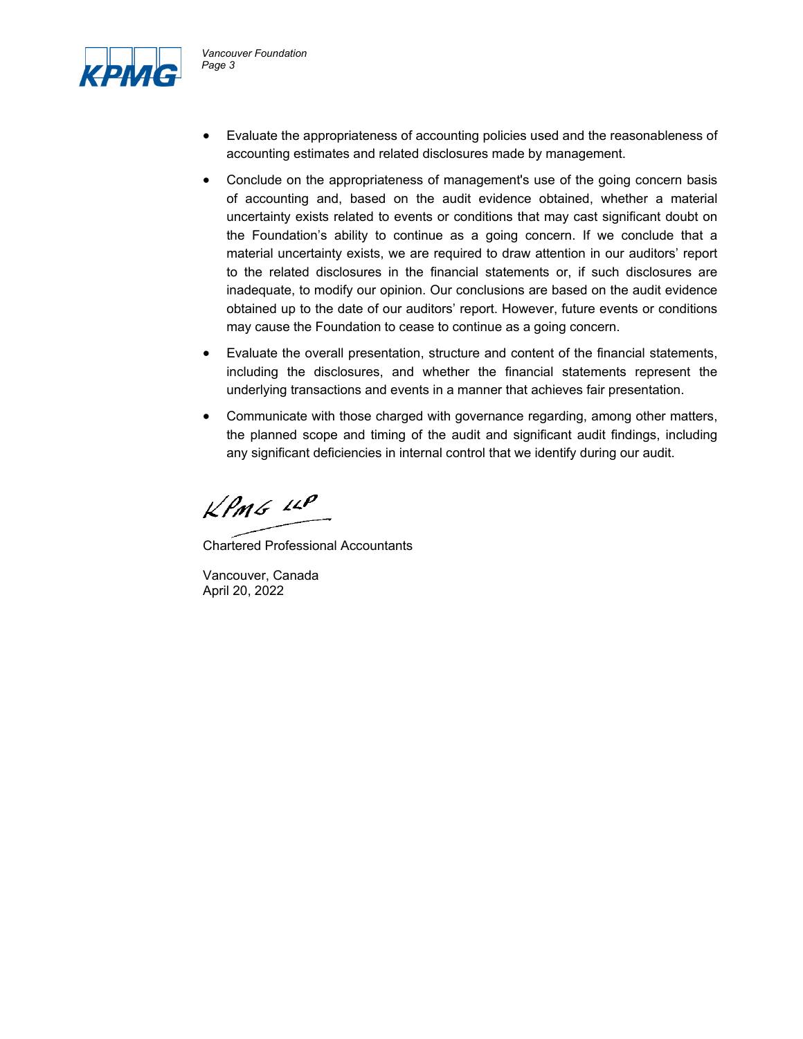- Evaluate the appropriateness of accounting policies used and the reasonableness of accounting estimates and related disclosures made by management.
- Conclude on the appropriateness of management's use of the going concern basis of accounting and, based on the audit evidence obtained, whether a material uncertainty exists related to events or conditions that may cast significant doubt on the Foundation's ability to continue as a going concern. If we conclude that a material uncertainty exists, we are required to draw attention in our auditors' report to the related disclosures in the financial statements or, if such disclosures are inadequate, to modify our opinion. Our conclusions are based on the audit evidence obtained up to the date of our auditors' report. However, future events or conditions may cause the Foundation to cease to continue as a going concern.
- Evaluate the overall presentation, structure and content of the financial statements, including the disclosures, and whether the financial statements represent the underlying transactions and events in a manner that achieves fair presentation.
- Communicate with those charged with governance regarding, among other matters, the planned scope and timing of the audit and significant audit findings, including any significant deficiencies in internal control that we identify during our audit.

KPMG LLP

Chartered Professional Accountants

Vancouver, Canada
April 20, 2022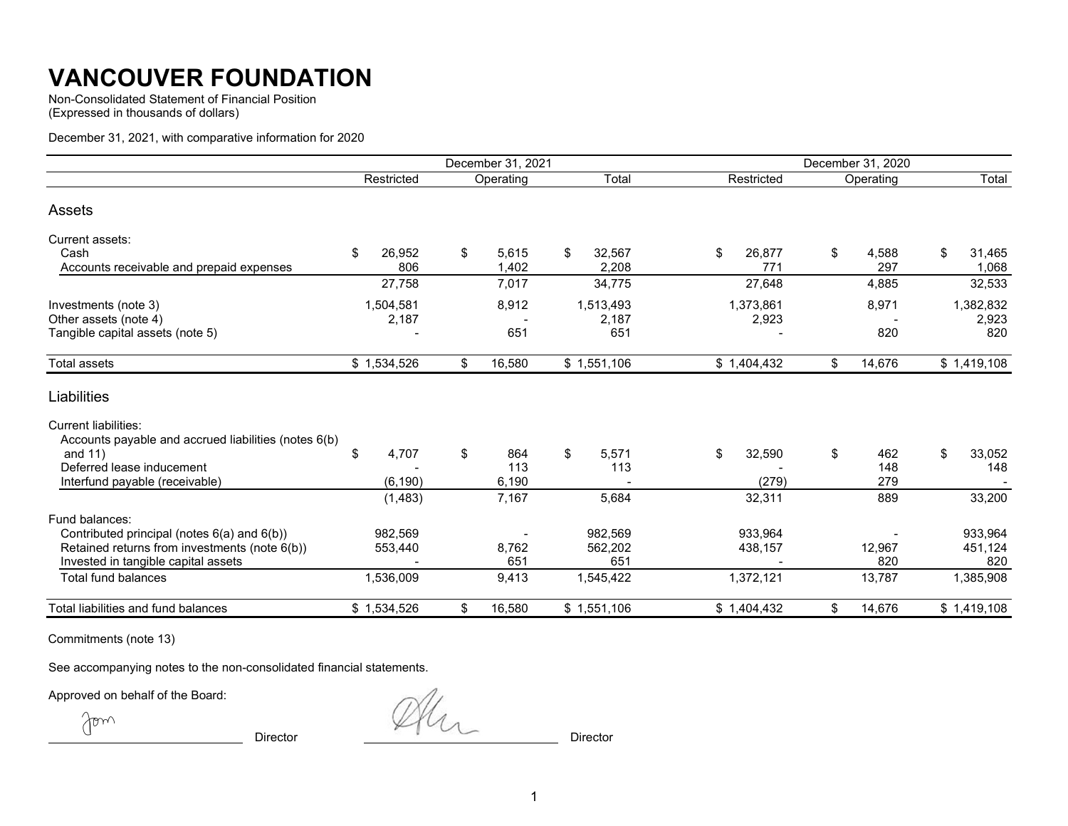# VANCOUVER FOUNDATION

Non-Consolidated Statement of Financial Position
(Expressed in thousands of dollars)

December 31, 2021, with comparative information for 2020

| | December 31, 2021 | | | December 31, 2020 | | |
|---|---|---|---|---|---|---|
| | Restricted | Operating | Total | Restricted | Operating | Total |
| **Assets** | | | | | | |
| Current assets: | | | | | | |
| Cash | $ 26,952 | $ 5,615 | $ 32,567 | $ 26,877 | $ 4,588 | $ 31,465 |
| Accounts receivable and prepaid expenses | 806 | 1,402 | 2,208 | 771 | 297 | 1,068 |
| | 27,758 | 7,017 | 34,775 | 27,648 | 4,885 | 32,533 |
| Investments (note 3) | 1,504,581 | 8,912 | 1,513,493 | 1,373,861 | 8,971 | 1,382,832 |
| Other assets (note 4) | 2,187 | - | 2,187 | 2,923 | - | 2,923 |
| Tangible capital assets (note 5) | - | 651 | 651 | - | 820 | 820 |
| Total assets | $ 1,534,526 | $ 16,580 | $ 1,551,106 | $ 1,404,432 | $ 14,676 | $ 1,419,108 |
| **Liabilities** | | | | | | |
| Current liabilities: | | | | | | |
| Accounts payable and accrued liabilities (notes 6(b) and 11) | $ 4,707 | $ 864 | $ 5,571 | $ 32,590 | $ 462 | $ 33,052 |
| Deferred lease inducement | - | 113 | 113 | - | 148 | 148 |
| Interfund payable (receivable) | (6,190) | 6,190 | - | (279) | 279 | - |
| | (1,483) | 7,167 | 5,684 | 32,311 | 889 | 33,200 |
| Fund balances: | | | | | | |
| Contributed principal (notes 6(a) and 6(b)) | 982,569 | - | 982,569 | 933,964 | - | 933,964 |
| Retained returns from investments (note 6(b)) | 553,440 | 8,762 | 562,202 | 438,157 | 12,967 | 451,124 |
| Invested in tangible capital assets | - | 651 | 651 | - | 820 | 820 |
| Total fund balances | 1,536,009 | 9,413 | 1,545,422 | 1,372,121 | 13,787 | 1,385,908 |
| Total liabilities and fund balances | $ 1,534,526 | $ 16,580 | $ 1,551,106 | $ 1,404,432 | $ 14,676 | $ 1,419,108 |

Commitments (note 13)

See accompanying notes to the non-consolidated financial statements.

Approved on behalf of the Board:

_________________________ Director _________________________ Director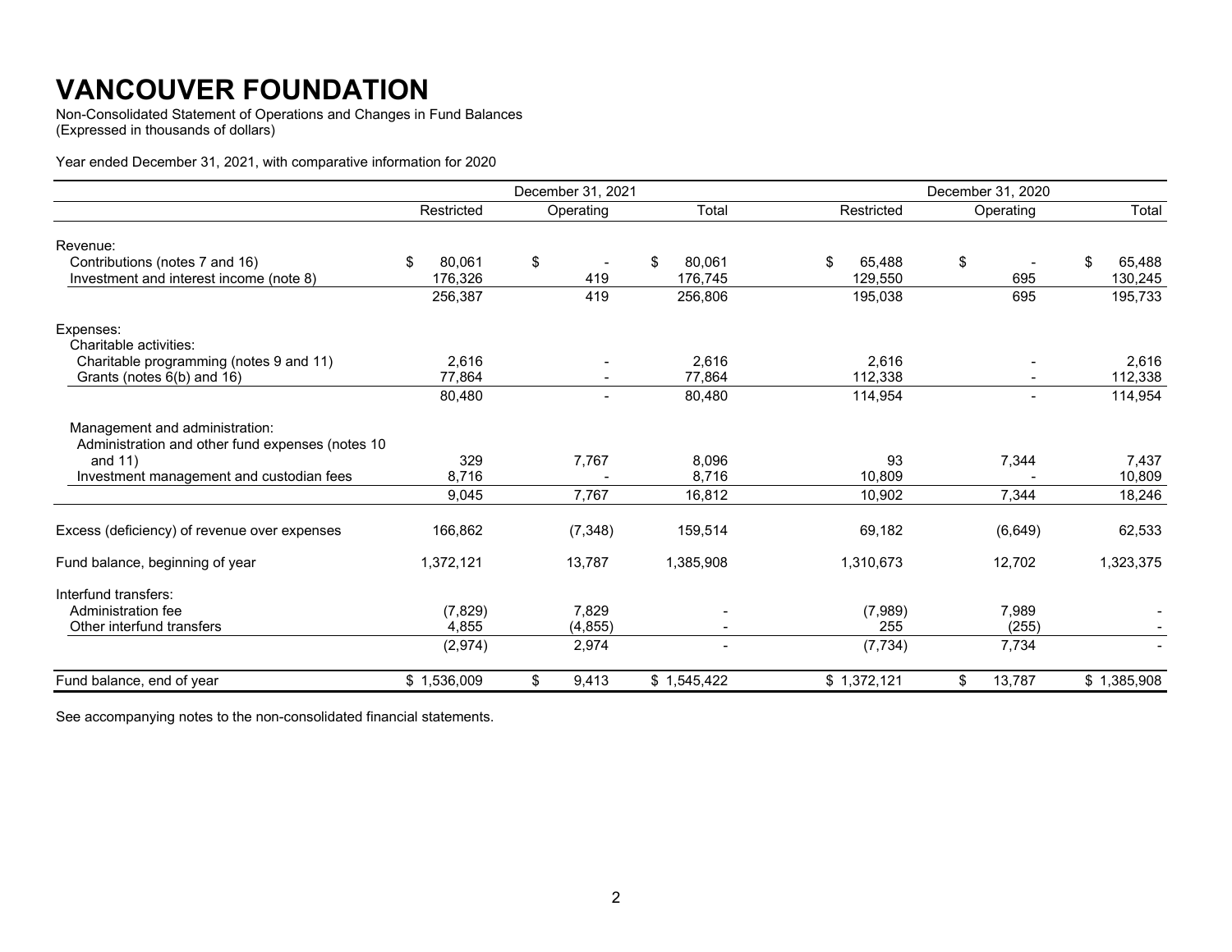# VANCOUVER FOUNDATION

Non-Consolidated Statement of Operations and Changes in Fund Balances
(Expressed in thousands of dollars)

Year ended December 31, 2021, with comparative information for 2020

| | December 31, 2021 | | | December 31, 2020 | | |
|---|---|---|---|---|---|---|
| | Restricted | Operating | Total | Restricted | Operating | Total |
| Revenue: | | | | | | |
| Contributions (notes 7 and 16) | $ 80,061 | $ - | $ 80,061 | $ 65,488 | $ - | $ 65,488 |
| Investment and interest income (note 8) | 176,326 | 419 | 176,745 | 129,550 | 695 | 130,245 |
| | 256,387 | 419 | 256,806 | 195,038 | 695 | 195,733 |
| Expenses: | | | | | | |
| Charitable activities: | | | | | | |
| Charitable programming (notes 9 and 11) | 2,616 | - | 2,616 | 2,616 | - | 2,616 |
| Grants (notes 6(b) and 16) | 77,864 | - | 77,864 | 112,338 | - | 112,338 |
| | 80,480 | - | 80,480 | 114,954 | - | 114,954 |
| Management and administration: | | | | | | |
| Administration and other fund expenses (notes 10 and 11) | 329 | 7,767 | 8,096 | 93 | 7,344 | 7,437 |
| Investment management and custodian fees | 8,716 | - | 8,716 | 10,809 | - | 10,809 |
| | 9,045 | 7,767 | 16,812 | 10,902 | 7,344 | 18,246 |
| Excess (deficiency) of revenue over expenses | 166,862 | (7,348) | 159,514 | 69,182 | (6,649) | 62,533 |
| Fund balance, beginning of year | 1,372,121 | 13,787 | 1,385,908 | 1,310,673 | 12,702 | 1,323,375 |
| Interfund transfers: | | | | | | |
| Administration fee | (7,829) | 7,829 | - | (7,989) | 7,989 | - |
| Other interfund transfers | 4,855 | (4,855) | - | 255 | (255) | - |
| | (2,974) | 2,974 | - | (7,734) | 7,734 | - |
| Fund balance, end of year | $ 1,536,009 | $ 9,413 | $ 1,545,422 | $ 1,372,121 | $ 13,787 | $ 1,385,908 |

See accompanying notes to the non-consolidated financial statements.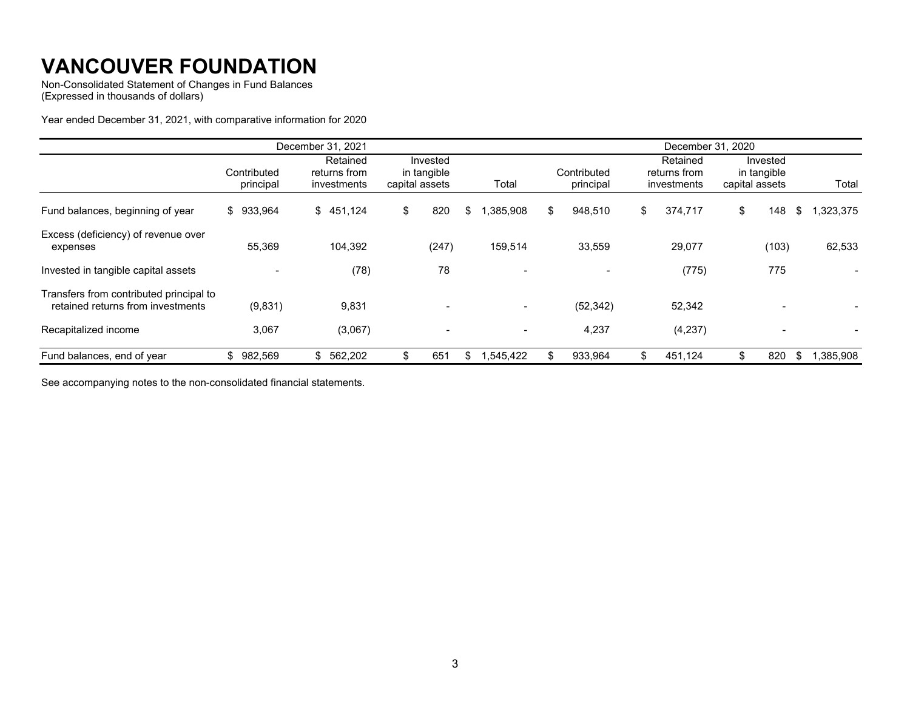# VANCOUVER FOUNDATION

Non-Consolidated Statement of Changes in Fund Balances
(Expressed in thousands of dollars)

Year ended December 31, 2021, with comparative information for 2020

| | December 31, 2021 | | | | December 31, 2020 | | | |
|---|---|---|---|---|---|---|---|---|
| | Contributed principal | Retained returns from investments | Invested in tangible capital assets | Total | Contributed principal | Retained returns from investments | Invested in tangible capital assets | Total |
| Fund balances, beginning of year | $ 933,964 | $ 451,124 | $ 820 | $ 1,385,908 | $ 948,510 | $ 374,717 | $ 148 | $ 1,323,375 |
| Excess (deficiency) of revenue over expenses | 55,369 | 104,392 | (247) | 159,514 | 33,559 | 29,077 | (103) | 62,533 |
| Invested in tangible capital assets | - | (78) | 78 | - | - | (775) | 775 | - |
| Transfers from contributed principal to retained returns from investments | (9,831) | 9,831 | - | - | (52,342) | 52,342 | - | - |
| Recapitalized income | 3,067 | (3,067) | - | - | 4,237 | (4,237) | - | - |
| Fund balances, end of year | $ 982,569 | $ 562,202 | $ 651 | $ 1,545,422 | $ 933,964 | $ 451,124 | $ 820 | $ 1,385,908 |

See accompanying notes to the non-consolidated financial statements.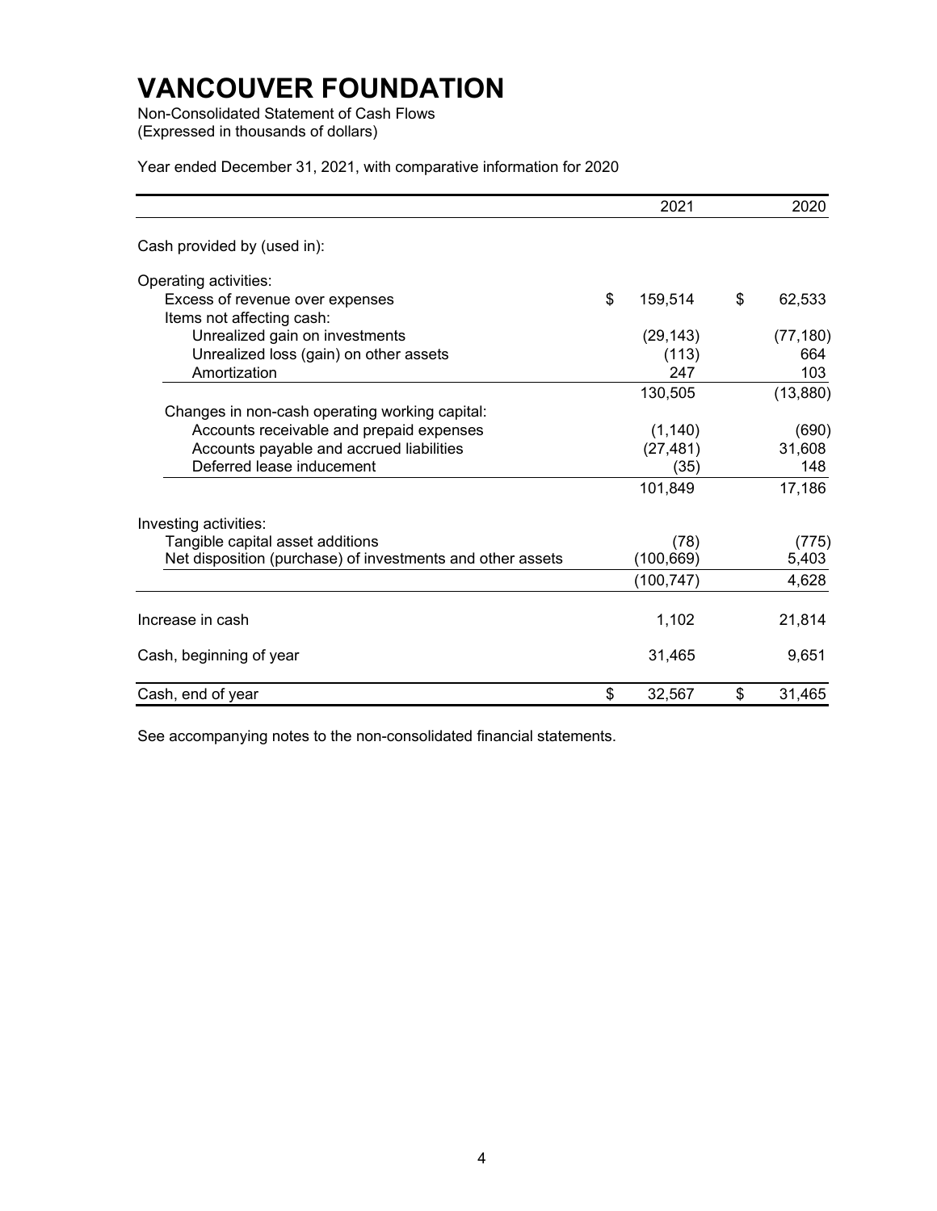# VANCOUVER FOUNDATION

Non-Consolidated Statement of Cash Flows
(Expressed in thousands of dollars)

Year ended December 31, 2021, with comparative information for 2020

| | 2021 | 2020 |
|---|---|---|
| Cash provided by (used in): | | |
| Operating activities: | | |
| Excess of revenue over expenses | $ 159,514 | $ 62,533 |
| Items not affecting cash: | | |
| Unrealized gain on investments | (29,143) | (77,180) |
| Unrealized loss (gain) on other assets | (113) | 664 |
| Amortization | 247 | 103 |
| | 130,505 | (13,880) |
| Changes in non-cash operating working capital: | | |
| Accounts receivable and prepaid expenses | (1,140) | (690) |
| Accounts payable and accrued liabilities | (27,481) | 31,608 |
| Deferred lease inducement | (35) | 148 |
| | 101,849 | 17,186 |
| Investing activities: | | |
| Tangible capital asset additions | (78) | (775) |
| Net disposition (purchase) of investments and other assets | (100,669) | 5,403 |
| | (100,747) | 4,628 |
| Increase in cash | 1,102 | 21,814 |
| Cash, beginning of year | 31,465 | 9,651 |
| Cash, end of year | $ 32,567 | $ 31,465 |

See accompanying notes to the non-consolidated financial statements.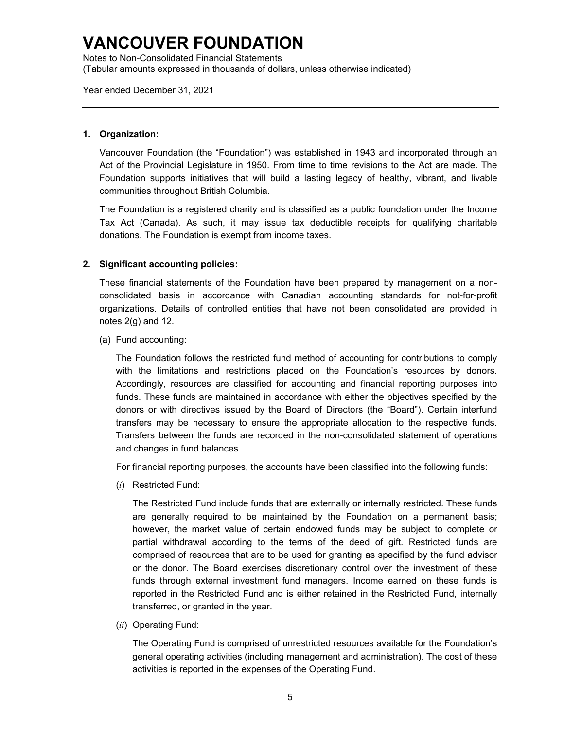# VANCOUVER FOUNDATION

Notes to Non-Consolidated Financial Statements
(Tabular amounts expressed in thousands of dollars, unless otherwise indicated)

Year ended December 31, 2021

**1. Organization:**

Vancouver Foundation (the "Foundation") was established in 1943 and incorporated through an Act of the Provincial Legislature in 1950. From time to time revisions to the Act are made. The Foundation supports initiatives that will build a lasting legacy of healthy, vibrant, and livable communities throughout British Columbia.

The Foundation is a registered charity and is classified as a public foundation under the Income Tax Act (Canada). As such, it may issue tax deductible receipts for qualifying charitable donations. The Foundation is exempt from income taxes.

**2. Significant accounting policies:**

These financial statements of the Foundation have been prepared by management on a non-consolidated basis in accordance with Canadian accounting standards for not-for-profit organizations. Details of controlled entities that have not been consolidated are provided in notes 2(g) and 12.

(a) Fund accounting:

The Foundation follows the restricted fund method of accounting for contributions to comply with the limitations and restrictions placed on the Foundation's resources by donors. Accordingly, resources are classified for accounting and financial reporting purposes into funds. These funds are maintained in accordance with either the objectives specified by the donors or with directives issued by the Board of Directors (the "Board"). Certain interfund transfers may be necessary to ensure the appropriate allocation to the respective funds. Transfers between the funds are recorded in the non-consolidated statement of operations and changes in fund balances.

For financial reporting purposes, the accounts have been classified into the following funds:

(*i*) Restricted Fund:

The Restricted Fund include funds that are externally or internally restricted. These funds are generally required to be maintained by the Foundation on a permanent basis; however, the market value of certain endowed funds may be subject to complete or partial withdrawal according to the terms of the deed of gift. Restricted funds are comprised of resources that are to be used for granting as specified by the fund advisor or the donor. The Board exercises discretionary control over the investment of these funds through external investment fund managers. Income earned on these funds is reported in the Restricted Fund and is either retained in the Restricted Fund, internally transferred, or granted in the year.

(*ii*) Operating Fund:

The Operating Fund is comprised of unrestricted resources available for the Foundation's general operating activities (including management and administration). The cost of these activities is reported in the expenses of the Operating Fund.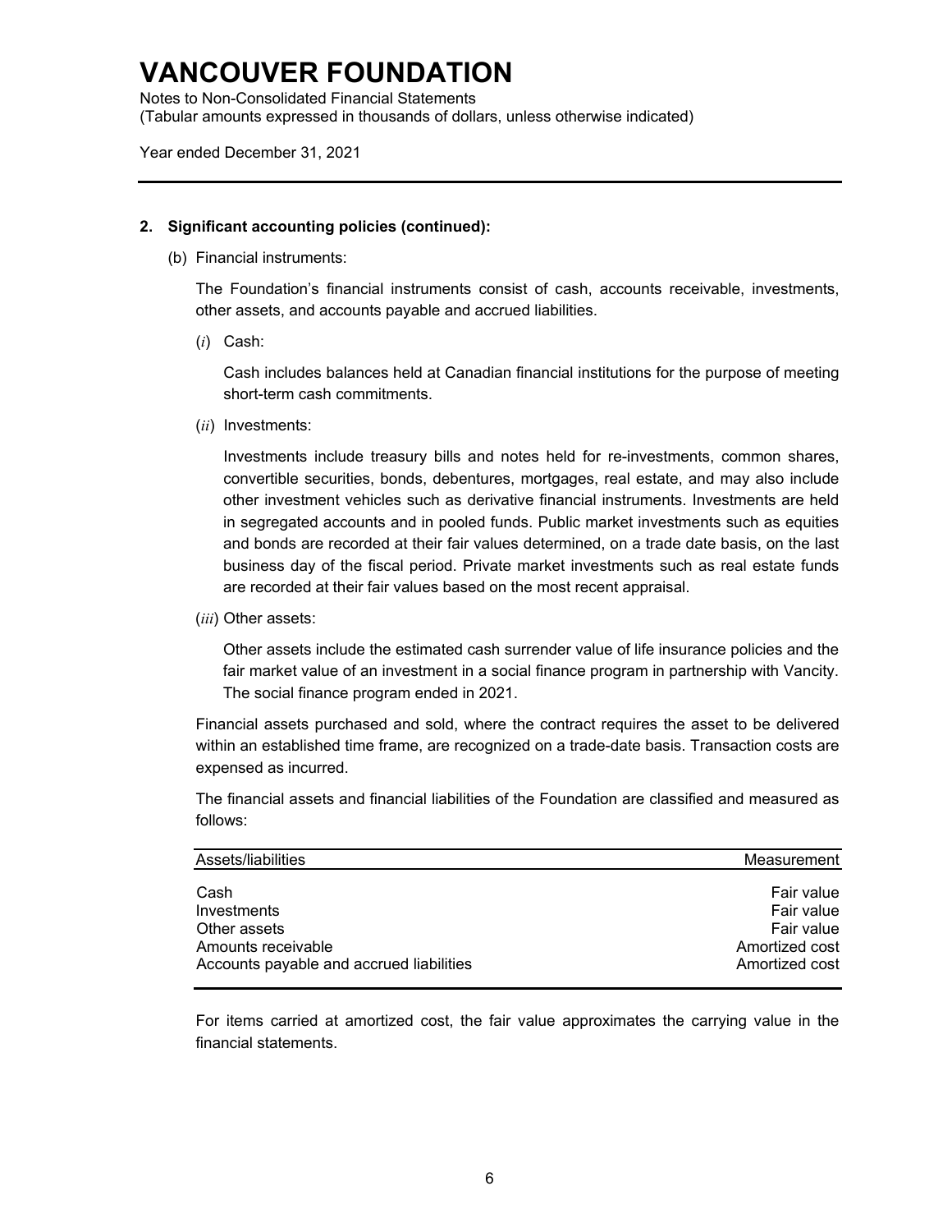# VANCOUVER FOUNDATION

Notes to Non-Consolidated Financial Statements
(Tabular amounts expressed in thousands of dollars, unless otherwise indicated)

Year ended December 31, 2021

**2. Significant accounting policies (continued):**

(b) Financial instruments:

The Foundation's financial instruments consist of cash, accounts receivable, investments, other assets, and accounts payable and accrued liabilities.

(*i*) Cash:

Cash includes balances held at Canadian financial institutions for the purpose of meeting short-term cash commitments.

(*ii*) Investments:

Investments include treasury bills and notes held for re-investments, common shares, convertible securities, bonds, debentures, mortgages, real estate, and may also include other investment vehicles such as derivative financial instruments. Investments are held in segregated accounts and in pooled funds. Public market investments such as equities and bonds are recorded at their fair values determined, on a trade date basis, on the last business day of the fiscal period. Private market investments such as real estate funds are recorded at their fair values based on the most recent appraisal.

(*iii*) Other assets:

Other assets include the estimated cash surrender value of life insurance policies and the fair market value of an investment in a social finance program in partnership with Vancity. The social finance program ended in 2021.

Financial assets purchased and sold, where the contract requires the asset to be delivered within an established time frame, are recognized on a trade-date basis. Transaction costs are expensed as incurred.

The financial assets and financial liabilities of the Foundation are classified and measured as follows:

| Assets/liabilities | Measurement |
|---|---|
| Cash | Fair value |
| Investments | Fair value |
| Other assets | Fair value |
| Amounts receivable | Amortized cost |
| Accounts payable and accrued liabilities | Amortized cost |

For items carried at amortized cost, the fair value approximates the carrying value in the financial statements.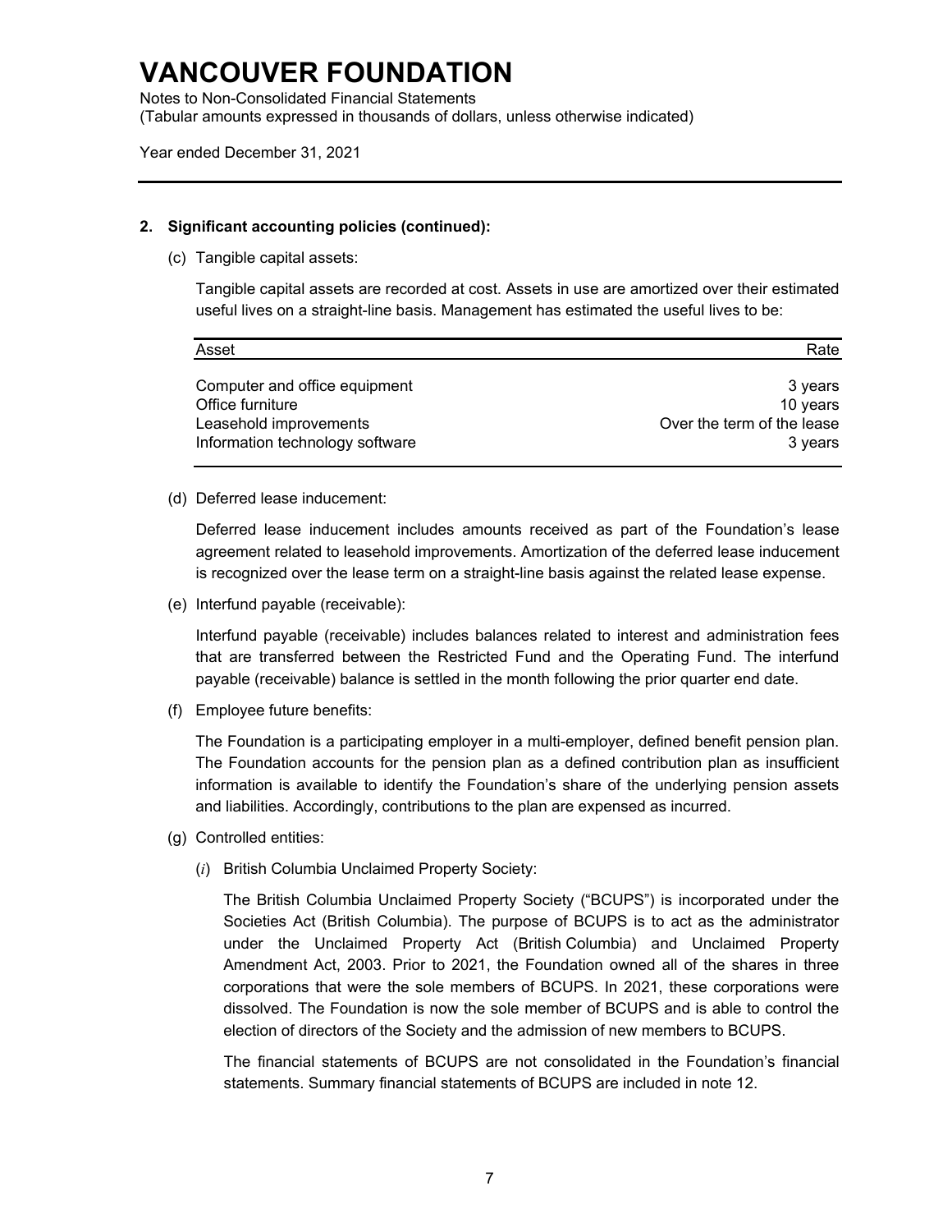# VANCOUVER FOUNDATION

Notes to Non-Consolidated Financial Statements
(Tabular amounts expressed in thousands of dollars, unless otherwise indicated)

Year ended December 31, 2021

**2. Significant accounting policies (continued):**

(c) Tangible capital assets:

Tangible capital assets are recorded at cost. Assets in use are amortized over their estimated useful lives on a straight-line basis. Management has estimated the useful lives to be:

| Asset | Rate |
|---|---|
| Computer and office equipment | 3 years |
| Office furniture | 10 years |
| Leasehold improvements | Over the term of the lease |
| Information technology software | 3 years |

(d) Deferred lease inducement:

Deferred lease inducement includes amounts received as part of the Foundation's lease agreement related to leasehold improvements. Amortization of the deferred lease inducement is recognized over the lease term on a straight-line basis against the related lease expense.

(e) Interfund payable (receivable):

Interfund payable (receivable) includes balances related to interest and administration fees that are transferred between the Restricted Fund and the Operating Fund. The interfund payable (receivable) balance is settled in the month following the prior quarter end date.

(f) Employee future benefits:

The Foundation is a participating employer in a multi-employer, defined benefit pension plan. The Foundation accounts for the pension plan as a defined contribution plan as insufficient information is available to identify the Foundation's share of the underlying pension assets and liabilities. Accordingly, contributions to the plan are expensed as incurred.

(g) Controlled entities:

(*i*) British Columbia Unclaimed Property Society:

The British Columbia Unclaimed Property Society ("BCUPS") is incorporated under the Societies Act (British Columbia). The purpose of BCUPS is to act as the administrator under the Unclaimed Property Act (British Columbia) and Unclaimed Property Amendment Act, 2003. Prior to 2021, the Foundation owned all of the shares in three corporations that were the sole members of BCUPS. In 2021, these corporations were dissolved. The Foundation is now the sole member of BCUPS and is able to control the election of directors of the Society and the admission of new members to BCUPS.

The financial statements of BCUPS are not consolidated in the Foundation's financial statements. Summary financial statements of BCUPS are included in note 12.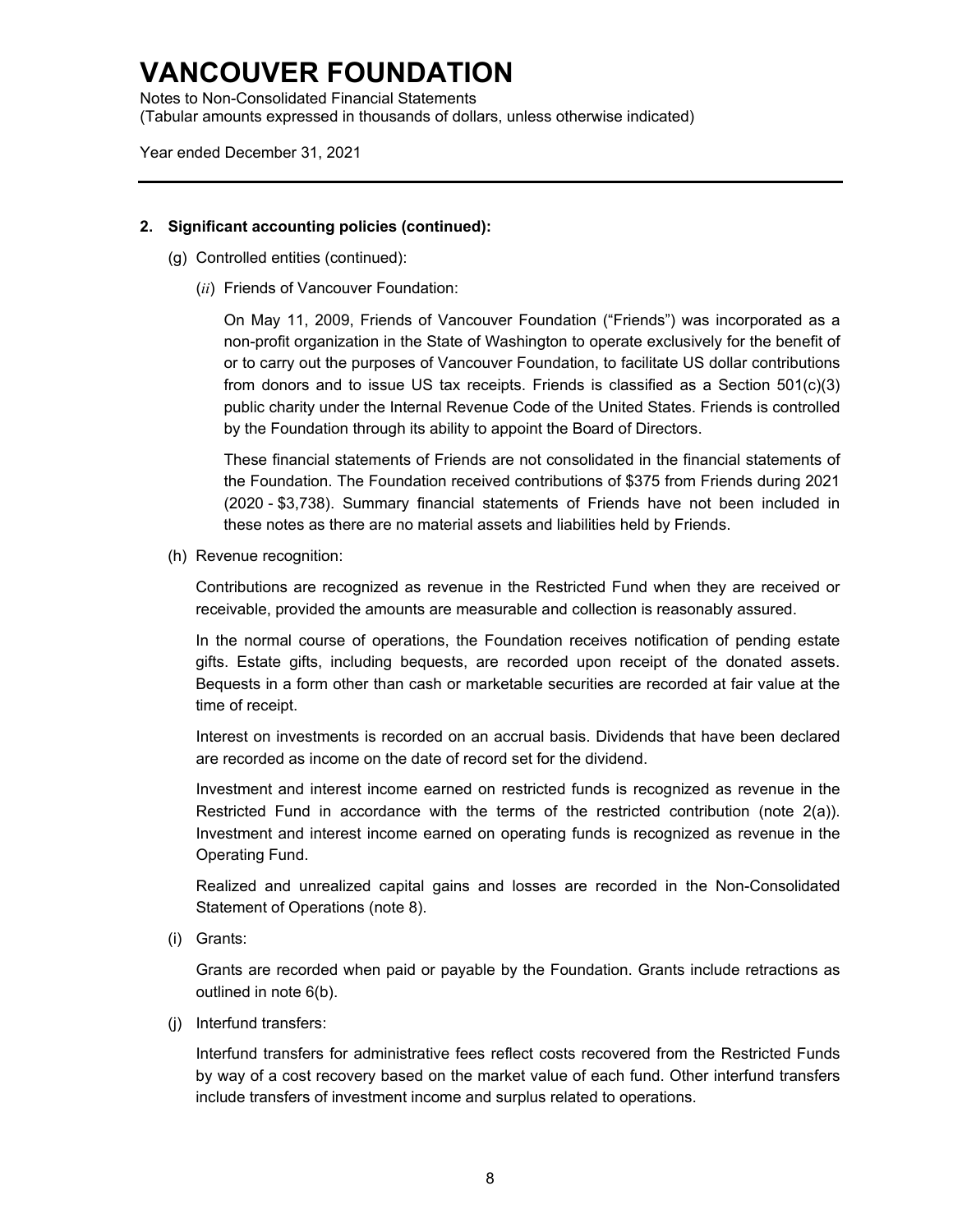# VANCOUVER FOUNDATION

Notes to Non-Consolidated Financial Statements
(Tabular amounts expressed in thousands of dollars, unless otherwise indicated)

Year ended December 31, 2021

---

**2. Significant accounting policies (continued):**

(g) Controlled entities (continued):

(*ii*) Friends of Vancouver Foundation:

On May 11, 2009, Friends of Vancouver Foundation ("Friends") was incorporated as a non-profit organization in the State of Washington to operate exclusively for the benefit of or to carry out the purposes of Vancouver Foundation, to facilitate US dollar contributions from donors and to issue US tax receipts. Friends is classified as a Section 501(c)(3) public charity under the Internal Revenue Code of the United States. Friends is controlled by the Foundation through its ability to appoint the Board of Directors.

These financial statements of Friends are not consolidated in the financial statements of the Foundation. The Foundation received contributions of $375 from Friends during 2021 (2020 - $3,738). Summary financial statements of Friends have not been included in these notes as there are no material assets and liabilities held by Friends.

(h) Revenue recognition:

Contributions are recognized as revenue in the Restricted Fund when they are received or receivable, provided the amounts are measurable and collection is reasonably assured.

In the normal course of operations, the Foundation receives notification of pending estate gifts. Estate gifts, including bequests, are recorded upon receipt of the donated assets. Bequests in a form other than cash or marketable securities are recorded at fair value at the time of receipt.

Interest on investments is recorded on an accrual basis. Dividends that have been declared are recorded as income on the date of record set for the dividend.

Investment and interest income earned on restricted funds is recognized as revenue in the Restricted Fund in accordance with the terms of the restricted contribution (note 2(a)). Investment and interest income earned on operating funds is recognized as revenue in the Operating Fund.

Realized and unrealized capital gains and losses are recorded in the Non-Consolidated Statement of Operations (note 8).

(i) Grants:

Grants are recorded when paid or payable by the Foundation. Grants include retractions as outlined in note 6(b).

(j) Interfund transfers:

Interfund transfers for administrative fees reflect costs recovered from the Restricted Funds by way of a cost recovery based on the market value of each fund. Other interfund transfers include transfers of investment income and surplus related to operations.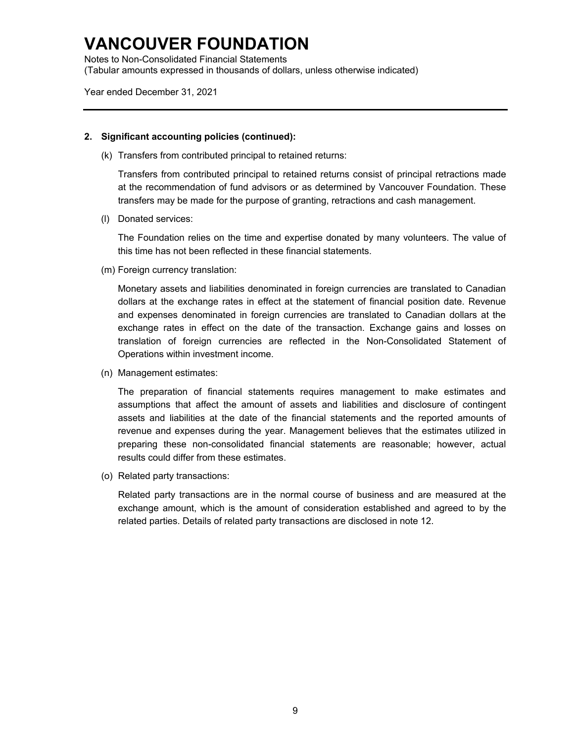# VANCOUVER FOUNDATION

Notes to Non-Consolidated Financial Statements
(Tabular amounts expressed in thousands of dollars, unless otherwise indicated)

Year ended December 31, 2021

**2. Significant accounting policies (continued):**

(k) Transfers from contributed principal to retained returns:

Transfers from contributed principal to retained returns consist of principal retractions made at the recommendation of fund advisors or as determined by Vancouver Foundation. These transfers may be made for the purpose of granting, retractions and cash management.

(l) Donated services:

The Foundation relies on the time and expertise donated by many volunteers. The value of this time has not been reflected in these financial statements.

(m) Foreign currency translation:

Monetary assets and liabilities denominated in foreign currencies are translated to Canadian dollars at the exchange rates in effect at the statement of financial position date. Revenue and expenses denominated in foreign currencies are translated to Canadian dollars at the exchange rates in effect on the date of the transaction. Exchange gains and losses on translation of foreign currencies are reflected in the Non-Consolidated Statement of Operations within investment income.

(n) Management estimates:

The preparation of financial statements requires management to make estimates and assumptions that affect the amount of assets and liabilities and disclosure of contingent assets and liabilities at the date of the financial statements and the reported amounts of revenue and expenses during the year. Management believes that the estimates utilized in preparing these non-consolidated financial statements are reasonable; however, actual results could differ from these estimates.

(o) Related party transactions:

Related party transactions are in the normal course of business and are measured at the exchange amount, which is the amount of consideration established and agreed to by the related parties. Details of related party transactions are disclosed in note 12.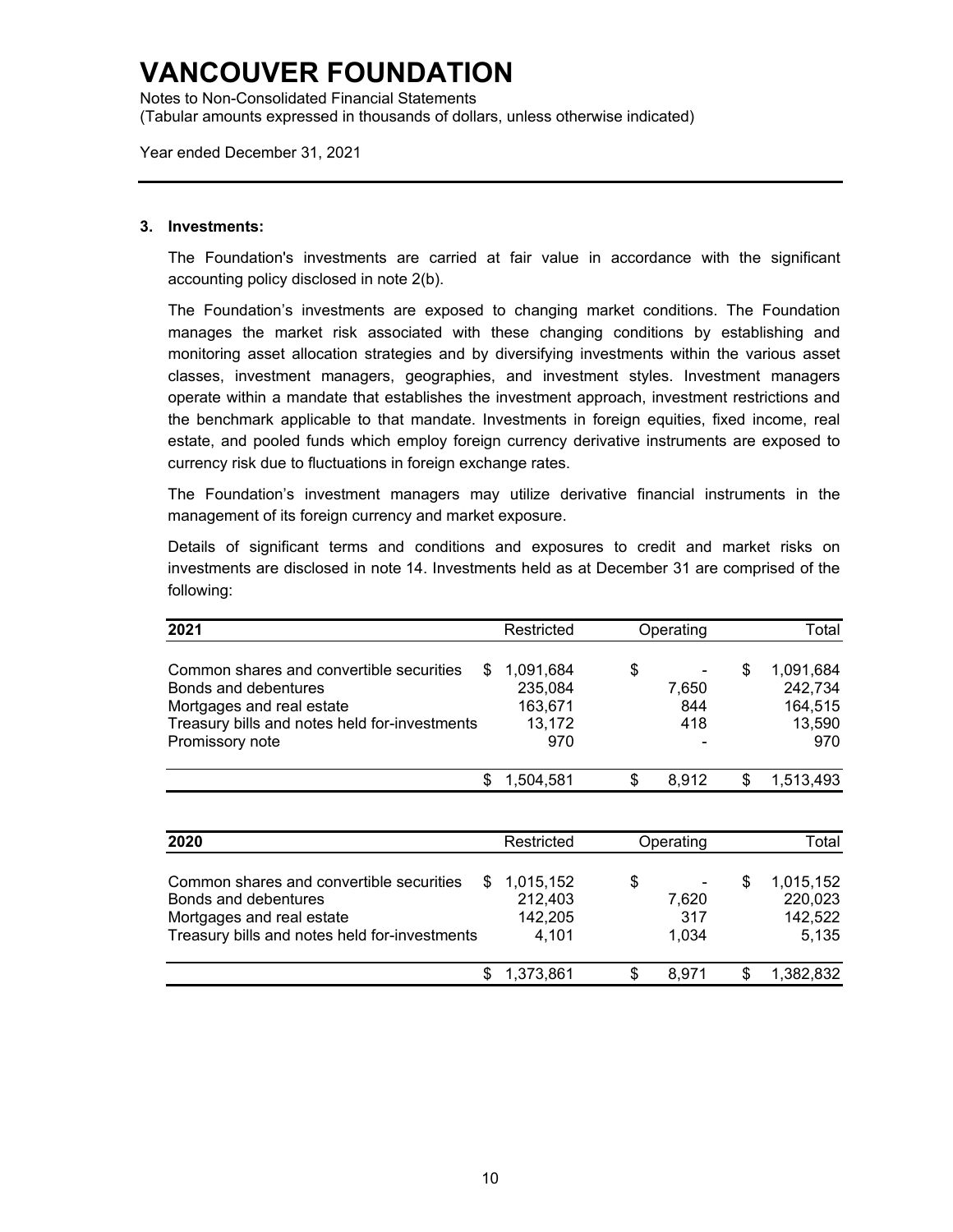# VANCOUVER FOUNDATION

Notes to Non-Consolidated Financial Statements
(Tabular amounts expressed in thousands of dollars, unless otherwise indicated)

Year ended December 31, 2021

## 3. Investments:

The Foundation's investments are carried at fair value in accordance with the significant accounting policy disclosed in note 2(b).

The Foundation's investments are exposed to changing market conditions. The Foundation manages the market risk associated with these changing conditions by establishing and monitoring asset allocation strategies and by diversifying investments within the various asset classes, investment managers, geographies, and investment styles. Investment managers operate within a mandate that establishes the investment approach, investment restrictions and the benchmark applicable to that mandate. Investments in foreign equities, fixed income, real estate, and pooled funds which employ foreign currency derivative instruments are exposed to currency risk due to fluctuations in foreign exchange rates.

The Foundation's investment managers may utilize derivative financial instruments in the management of its foreign currency and market exposure.

Details of significant terms and conditions and exposures to credit and market risks on investments are disclosed in note 14. Investments held as at December 31 are comprised of the following:

| 2021 | Restricted | Operating | Total |
|---|---|---|---|
| Common shares and convertible securities | $ 1,091,684 | $ - | $ 1,091,684 |
| Bonds and debentures | 235,084 | 7,650 | 242,734 |
| Mortgages and real estate | 163,671 | 844 | 164,515 |
| Treasury bills and notes held for-investments | 13,172 | 418 | 13,590 |
| Promissory note | 970 | - | 970 |
| | $ 1,504,581 | $ 8,912 | $ 1,513,493 |

| 2020 | Restricted | Operating | Total |
|---|---|---|---|
| Common shares and convertible securities | $ 1,015,152 | $ - | $ 1,015,152 |
| Bonds and debentures | 212,403 | 7,620 | 220,023 |
| Mortgages and real estate | 142,205 | 317 | 142,522 |
| Treasury bills and notes held for-investments | 4,101 | 1,034 | 5,135 |
| | $ 1,373,861 | $ 8,971 | $ 1,382,832 |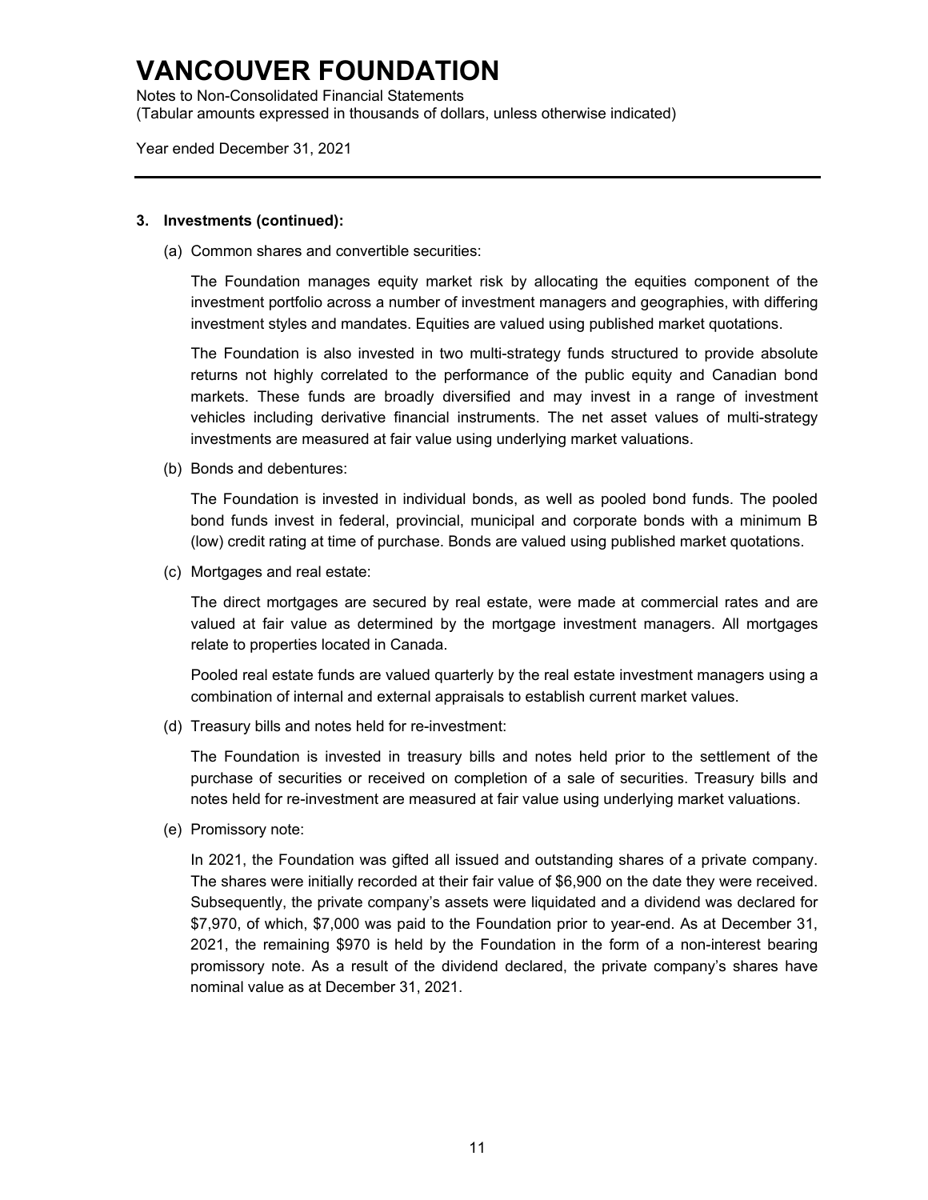# VANCOUVER FOUNDATION

Notes to Non-Consolidated Financial Statements
(Tabular amounts expressed in thousands of dollars, unless otherwise indicated)

Year ended December 31, 2021

**3. Investments (continued):**

(a) Common shares and convertible securities:

The Foundation manages equity market risk by allocating the equities component of the investment portfolio across a number of investment managers and geographies, with differing investment styles and mandates. Equities are valued using published market quotations.

The Foundation is also invested in two multi-strategy funds structured to provide absolute returns not highly correlated to the performance of the public equity and Canadian bond markets. These funds are broadly diversified and may invest in a range of investment vehicles including derivative financial instruments. The net asset values of multi-strategy investments are measured at fair value using underlying market valuations.

(b) Bonds and debentures:

The Foundation is invested in individual bonds, as well as pooled bond funds. The pooled bond funds invest in federal, provincial, municipal and corporate bonds with a minimum B (low) credit rating at time of purchase. Bonds are valued using published market quotations.

(c) Mortgages and real estate:

The direct mortgages are secured by real estate, were made at commercial rates and are valued at fair value as determined by the mortgage investment managers. All mortgages relate to properties located in Canada.

Pooled real estate funds are valued quarterly by the real estate investment managers using a combination of internal and external appraisals to establish current market values.

(d) Treasury bills and notes held for re-investment:

The Foundation is invested in treasury bills and notes held prior to the settlement of the purchase of securities or received on completion of a sale of securities. Treasury bills and notes held for re-investment are measured at fair value using underlying market valuations.

(e) Promissory note:

In 2021, the Foundation was gifted all issued and outstanding shares of a private company. The shares were initially recorded at their fair value of $6,900 on the date they were received. Subsequently, the private company's assets were liquidated and a dividend was declared for $7,970, of which, $7,000 was paid to the Foundation prior to year-end. As at December 31, 2021, the remaining $970 is held by the Foundation in the form of a non-interest bearing promissory note. As a result of the dividend declared, the private company's shares have nominal value as at December 31, 2021.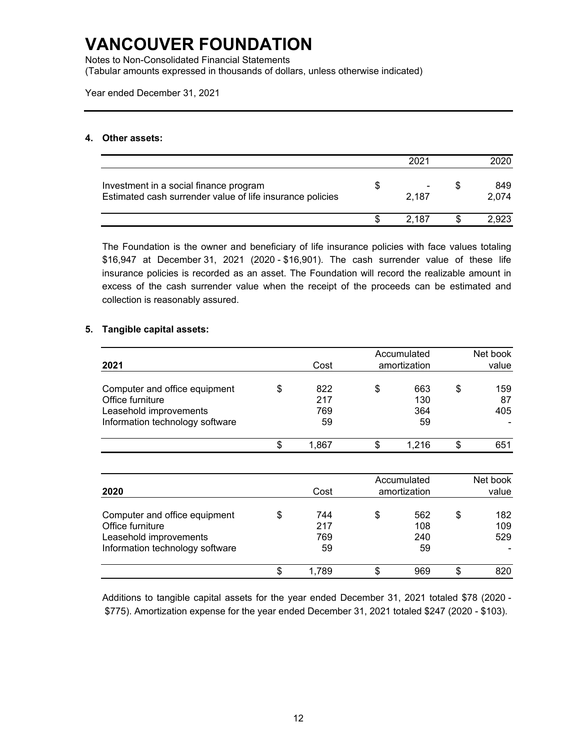# VANCOUVER FOUNDATION

Notes to Non-Consolidated Financial Statements
(Tabular amounts expressed in thousands of dollars, unless otherwise indicated)

Year ended December 31, 2021

## 4. Other assets:

| | 2021 | 2020 |
|---|---|---|
| Investment in a social finance program | $ - | $ 849 |
| Estimated cash surrender value of life insurance policies | 2,187 | 2,074 |
| | $ 2,187 | $ 2,923 |

The Foundation is the owner and beneficiary of life insurance policies with face values totaling $16,947 at December 31, 2021 (2020 - $16,901). The cash surrender value of these life insurance policies is recorded as an asset. The Foundation will record the realizable amount in excess of the cash surrender value when the receipt of the proceeds can be estimated and collection is reasonably assured.

## 5. Tangible capital assets:

| 2021 | Cost | Accumulated amortization | Net book value |
|---|---|---|---|
| Computer and office equipment | $ 822 | $ 663 | $ 159 |
| Office furniture | 217 | 130 | 87 |
| Leasehold improvements | 769 | 364 | 405 |
| Information technology software | 59 | 59 | - |
| | $ 1,867 | $ 1,216 | $ 651 |

| 2020 | Cost | Accumulated amortization | Net book value |
|---|---|---|---|
| Computer and office equipment | $ 744 | $ 562 | $ 182 |
| Office furniture | 217 | 108 | 109 |
| Leasehold improvements | 769 | 240 | 529 |
| Information technology software | 59 | 59 | - |
| | $ 1,789 | $ 969 | $ 820 |

Additions to tangible capital assets for the year ended December 31, 2021 totaled $78 (2020 - $775). Amortization expense for the year ended December 31, 2021 totaled $247 (2020 - $103).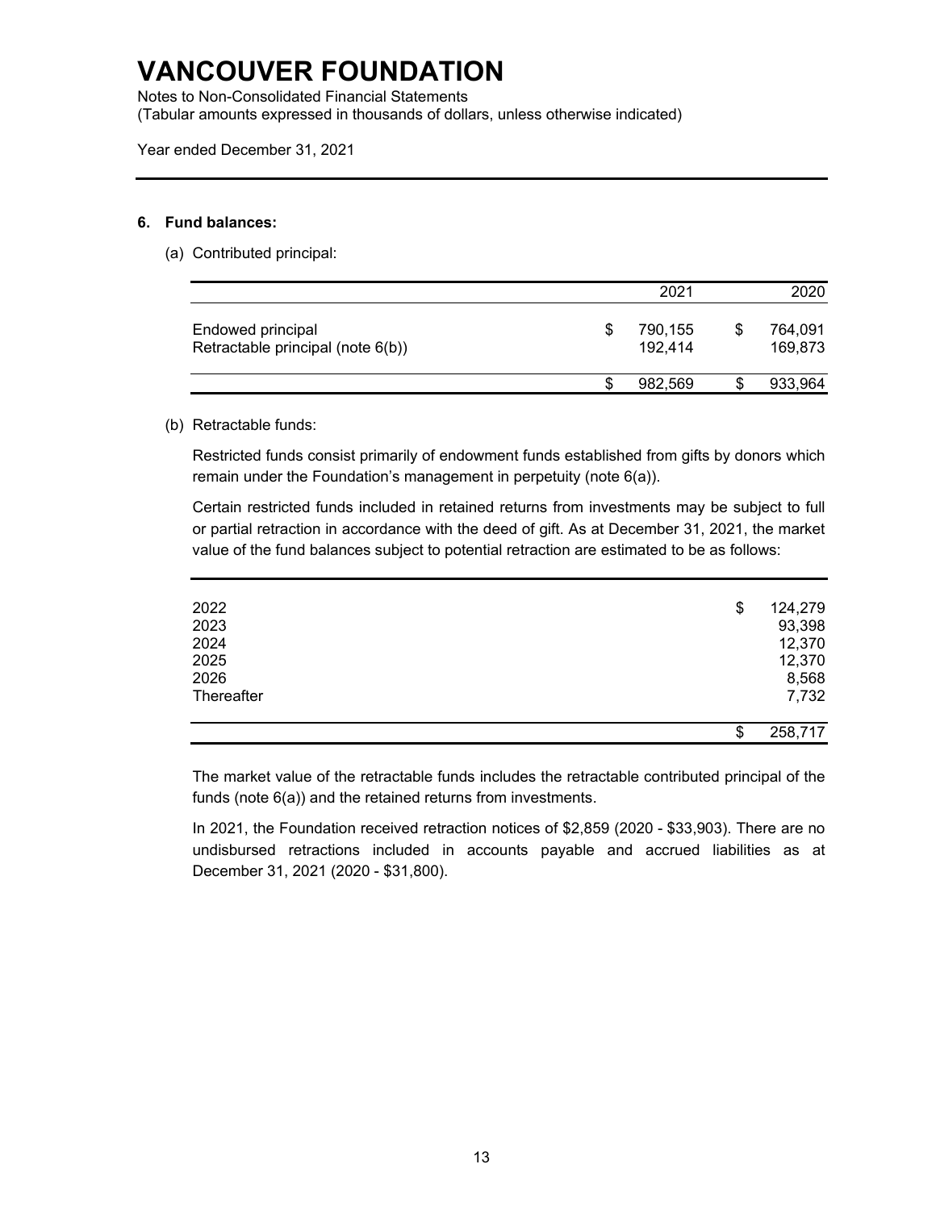# VANCOUVER FOUNDATION

Notes to Non-Consolidated Financial Statements
(Tabular amounts expressed in thousands of dollars, unless otherwise indicated)

Year ended December 31, 2021

**6. Fund balances:**

(a) Contributed principal:

| | 2021 | 2020 |
|---|---|---|
| Endowed principal | $ 790,155 | $ 764,091 |
| Retractable principal (note 6(b)) | 192,414 | 169,873 |
| | $ 982,569 | $ 933,964 |

(b) Retractable funds:

Restricted funds consist primarily of endowment funds established from gifts by donors which remain under the Foundation's management in perpetuity (note 6(a)).

Certain restricted funds included in retained returns from investments may be subject to full or partial retraction in accordance with the deed of gift. As at December 31, 2021, the market value of the fund balances subject to potential retraction are estimated to be as follows:

| | |
|---|---|
| 2022 | $ 124,279 |
| 2023 | 93,398 |
| 2024 | 12,370 |
| 2025 | 12,370 |
| 2026 | 8,568 |
| Thereafter | 7,732 |
| | $ 258,717 |

The market value of the retractable funds includes the retractable contributed principal of the funds (note 6(a)) and the retained returns from investments.

In 2021, the Foundation received retraction notices of $2,859 (2020 - $33,903). There are no undisbursed retractions included in accounts payable and accrued liabilities as at December 31, 2021 (2020 - $31,800).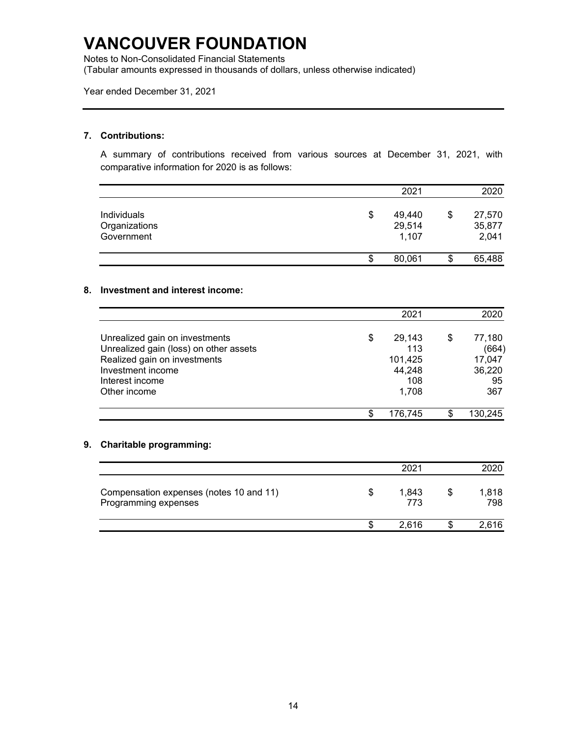# VANCOUVER FOUNDATION

Notes to Non-Consolidated Financial Statements
(Tabular amounts expressed in thousands of dollars, unless otherwise indicated)

Year ended December 31, 2021

### 7. Contributions:

A summary of contributions received from various sources at December 31, 2021, with comparative information for 2020 is as follows:

| | 2021 | 2020 |
|---|---|---|
| Individuals | $ 49,440 | $ 27,570 |
| Organizations | 29,514 | 35,877 |
| Government | 1,107 | 2,041 |
| | $ 80,061 | $ 65,488 |

### 8. Investment and interest income:

| | 2021 | 2020 |
|---|---|---|
| Unrealized gain on investments | $ 29,143 | $ 77,180 |
| Unrealized gain (loss) on other assets | 113 | (664) |
| Realized gain on investments | 101,425 | 17,047 |
| Investment income | 44,248 | 36,220 |
| Interest income | 108 | 95 |
| Other income | 1,708 | 367 |
| | $ 176,745 | $ 130,245 |

### 9. Charitable programming:

| | 2021 | 2020 |
|---|---|---|
| Compensation expenses (notes 10 and 11) | $ 1,843 | $ 1,818 |
| Programming expenses | 773 | 798 |
| | $ 2,616 | $ 2,616 |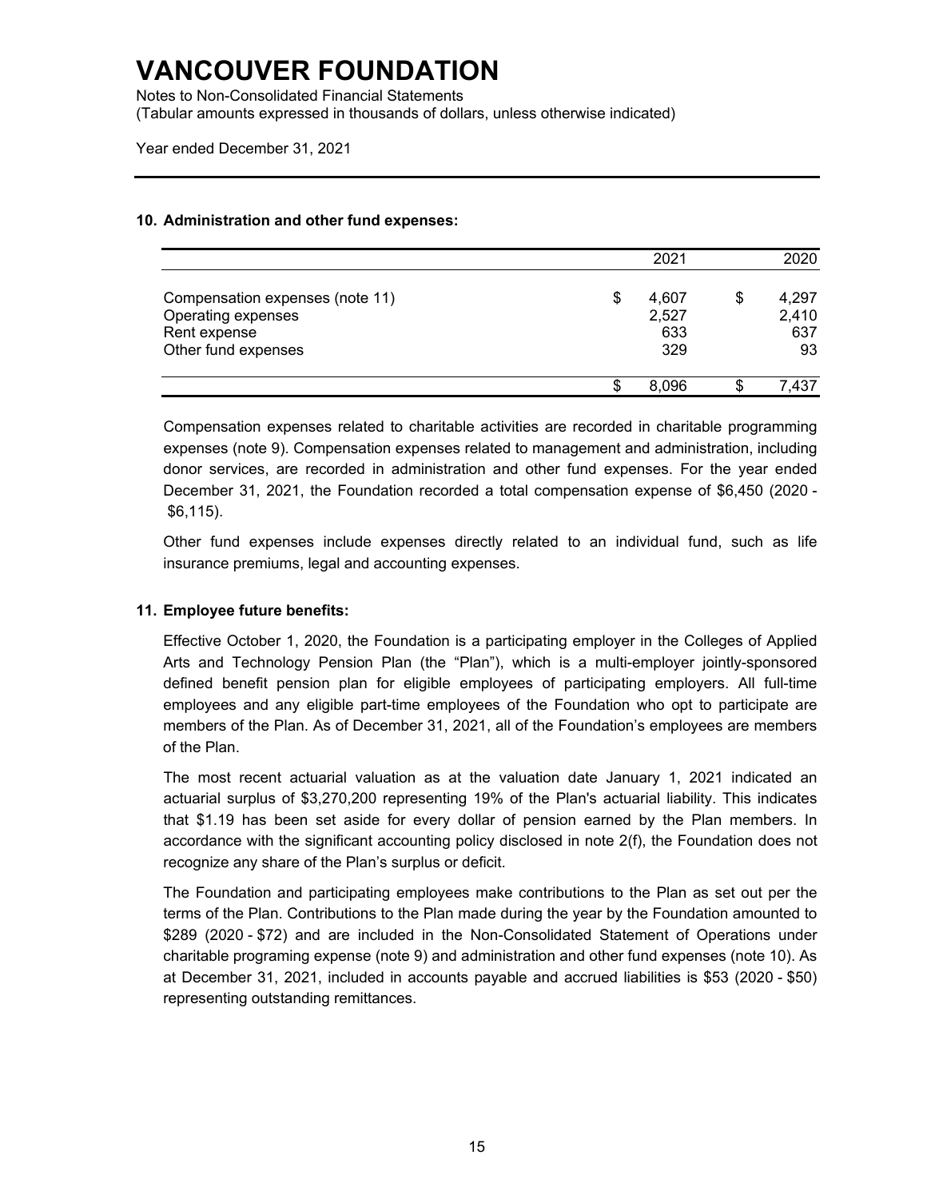# VANCOUVER FOUNDATION

Notes to Non-Consolidated Financial Statements
(Tabular amounts expressed in thousands of dollars, unless otherwise indicated)

Year ended December 31, 2021

### 10. Administration and other fund expenses:

| | 2021 | 2020 |
|---|---|---|
| Compensation expenses (note 11) | $ 4,607 | $ 4,297 |
| Operating expenses | 2,527 | 2,410 |
| Rent expense | 633 | 637 |
| Other fund expenses | 329 | 93 |
| | $ 8,096 | $ 7,437 |

Compensation expenses related to charitable activities are recorded in charitable programming expenses (note 9). Compensation expenses related to management and administration, including donor services, are recorded in administration and other fund expenses. For the year ended December 31, 2021, the Foundation recorded a total compensation expense of $6,450 (2020 - $6,115).

Other fund expenses include expenses directly related to an individual fund, such as life insurance premiums, legal and accounting expenses.

### 11. Employee future benefits:

Effective October 1, 2020, the Foundation is a participating employer in the Colleges of Applied Arts and Technology Pension Plan (the "Plan"), which is a multi-employer jointly-sponsored defined benefit pension plan for eligible employees of participating employers. All full-time employees and any eligible part-time employees of the Foundation who opt to participate are members of the Plan. As of December 31, 2021, all of the Foundation's employees are members of the Plan.

The most recent actuarial valuation as at the valuation date January 1, 2021 indicated an actuarial surplus of $3,270,200 representing 19% of the Plan's actuarial liability. This indicates that $1.19 has been set aside for every dollar of pension earned by the Plan members. In accordance with the significant accounting policy disclosed in note 2(f), the Foundation does not recognize any share of the Plan's surplus or deficit.

The Foundation and participating employees make contributions to the Plan as set out per the terms of the Plan. Contributions to the Plan made during the year by the Foundation amounted to $289 (2020 - $72) and are included in the Non-Consolidated Statement of Operations under charitable programing expense (note 9) and administration and other fund expenses (note 10). As at December 31, 2021, included in accounts payable and accrued liabilities is $53 (2020 - $50) representing outstanding remittances.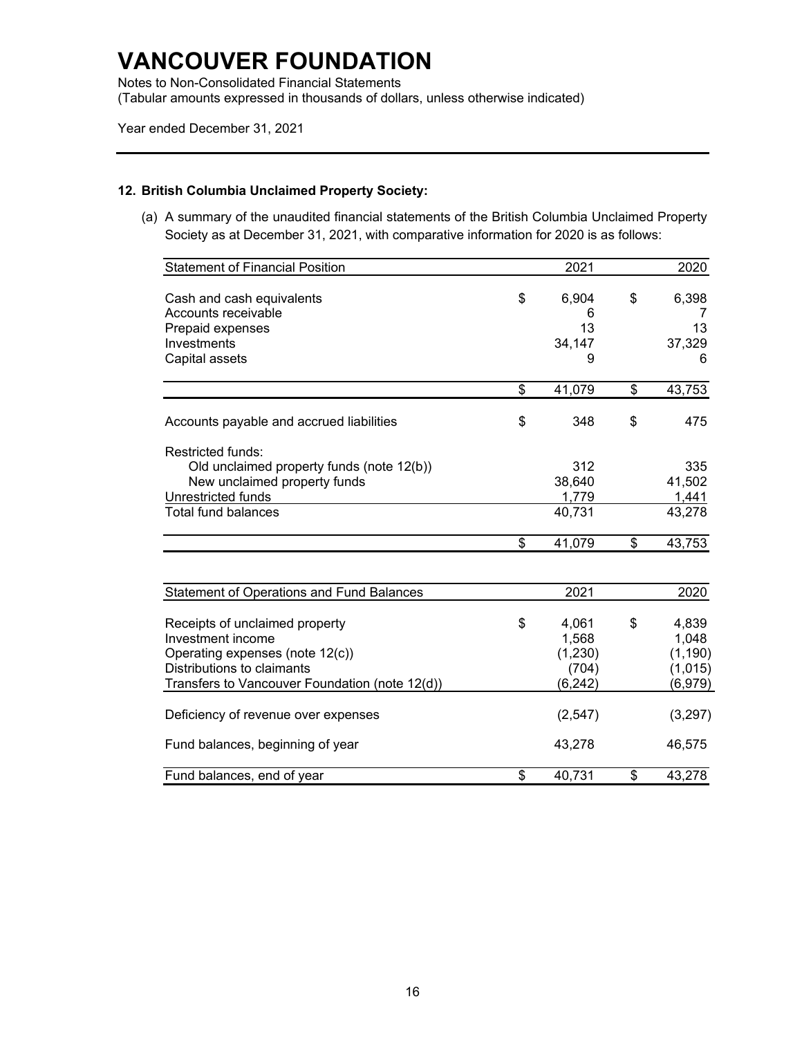# VANCOUVER FOUNDATION

Notes to Non-Consolidated Financial Statements
(Tabular amounts expressed in thousands of dollars, unless otherwise indicated)

Year ended December 31, 2021

## 12. British Columbia Unclaimed Property Society:

(a) A summary of the unaudited financial statements of the British Columbia Unclaimed Property Society as at December 31, 2021, with comparative information for 2020 is as follows:

| Statement of Financial Position | 2021 | 2020 |
|---|---|---|
| Cash and cash equivalents | $ 6,904 | $ 6,398 |
| Accounts receivable | 6 | 7 |
| Prepaid expenses | 13 | 13 |
| Investments | 34,147 | 37,329 |
| Capital assets | 9 | 6 |
| | $ 41,079 | $ 43,753 |
| Accounts payable and accrued liabilities | $ 348 | $ 475 |
| Restricted funds: | | |
| Old unclaimed property funds (note 12(b)) | 312 | 335 |
| New unclaimed property funds | 38,640 | 41,502 |
| Unrestricted funds | 1,779 | 1,441 |
| Total fund balances | 40,731 | 43,278 |
| | $ 41,079 | $ 43,753 |

| Statement of Operations and Fund Balances | 2021 | 2020 |
|---|---|---|
| Receipts of unclaimed property | $ 4,061 | $ 4,839 |
| Investment income | 1,568 | 1,048 |
| Operating expenses (note 12(c)) | (1,230) | (1,190) |
| Distributions to claimants | (704) | (1,015) |
| Transfers to Vancouver Foundation (note 12(d)) | (6,242) | (6,979) |
| Deficiency of revenue over expenses | (2,547) | (3,297) |
| Fund balances, beginning of year | 43,278 | 46,575 |
| Fund balances, end of year | $ 40,731 | $ 43,278 |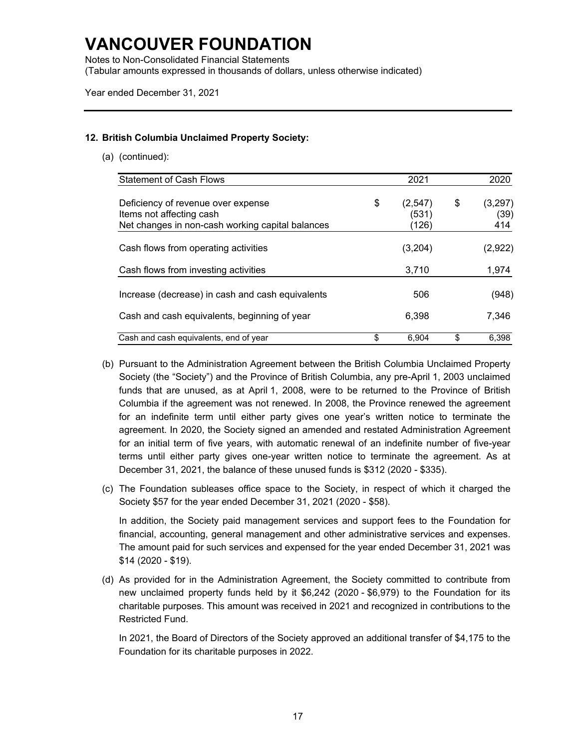# VANCOUVER FOUNDATION

Notes to Non-Consolidated Financial Statements
(Tabular amounts expressed in thousands of dollars, unless otherwise indicated)

Year ended December 31, 2021

**12. British Columbia Unclaimed Property Society:**

(a) (continued):

| Statement of Cash Flows | 2021 | 2020 |
|---|---|---|
| Deficiency of revenue over expense | $ (2,547) | $ (3,297) |
| Items not affecting cash | (531) | (39) |
| Net changes in non-cash working capital balances | (126) | 414 |
| Cash flows from operating activities | (3,204) | (2,922) |
| Cash flows from investing activities | 3,710 | 1,974 |
| Increase (decrease) in cash and cash equivalents | 506 | (948) |
| Cash and cash equivalents, beginning of year | 6,398 | 7,346 |
| Cash and cash equivalents, end of year | $ 6,904 | $ 6,398 |

(b) Pursuant to the Administration Agreement between the British Columbia Unclaimed Property Society (the "Society") and the Province of British Columbia, any pre-April 1, 2003 unclaimed funds that are unused, as at April 1, 2008, were to be returned to the Province of British Columbia if the agreement was not renewed. In 2008, the Province renewed the agreement for an indefinite term until either party gives one year's written notice to terminate the agreement. In 2020, the Society signed an amended and restated Administration Agreement for an initial term of five years, with automatic renewal of an indefinite number of five-year terms until either party gives one-year written notice to terminate the agreement. As at December 31, 2021, the balance of these unused funds is $312 (2020 - $335).

(c) The Foundation subleases office space to the Society, in respect of which it charged the Society $57 for the year ended December 31, 2021 (2020 - $58).

In addition, the Society paid management services and support fees to the Foundation for financial, accounting, general management and other administrative services and expenses. The amount paid for such services and expensed for the year ended December 31, 2021 was $14 (2020 - $19).

(d) As provided for in the Administration Agreement, the Society committed to contribute from new unclaimed property funds held by it $6,242 (2020 - $6,979) to the Foundation for its charitable purposes. This amount was received in 2021 and recognized in contributions to the Restricted Fund.

In 2021, the Board of Directors of the Society approved an additional transfer of $4,175 to the Foundation for its charitable purposes in 2022.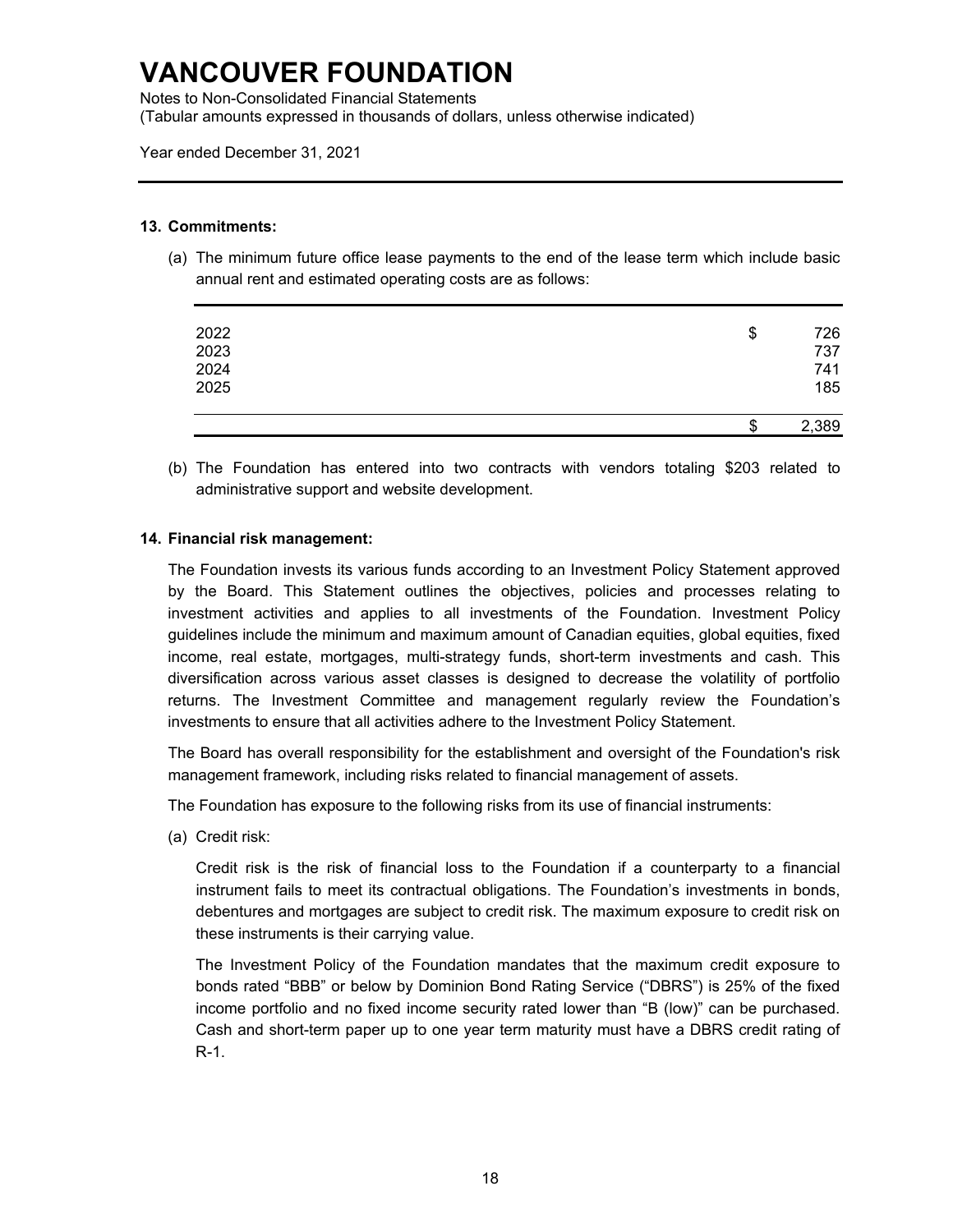# VANCOUVER FOUNDATION

Notes to Non-Consolidated Financial Statements
(Tabular amounts expressed in thousands of dollars, unless otherwise indicated)

Year ended December 31, 2021

**13. Commitments:**

(a) The minimum future office lease payments to the end of the lease term which include basic annual rent and estimated operating costs are as follows:

| | | |
|---|---|---|
| 2022 | $ | 726 |
| 2023 | | 737 |
| 2024 | | 741 |
| 2025 | | 185 |
| | $ | 2,389 |

(b) The Foundation has entered into two contracts with vendors totaling $203 related to administrative support and website development.

**14. Financial risk management:**

The Foundation invests its various funds according to an Investment Policy Statement approved by the Board. This Statement outlines the objectives, policies and processes relating to investment activities and applies to all investments of the Foundation. Investment Policy guidelines include the minimum and maximum amount of Canadian equities, global equities, fixed income, real estate, mortgages, multi-strategy funds, short-term investments and cash. This diversification across various asset classes is designed to decrease the volatility of portfolio returns. The Investment Committee and management regularly review the Foundation's investments to ensure that all activities adhere to the Investment Policy Statement.

The Board has overall responsibility for the establishment and oversight of the Foundation's risk management framework, including risks related to financial management of assets.

The Foundation has exposure to the following risks from its use of financial instruments:

(a) Credit risk:

Credit risk is the risk of financial loss to the Foundation if a counterparty to a financial instrument fails to meet its contractual obligations. The Foundation's investments in bonds, debentures and mortgages are subject to credit risk. The maximum exposure to credit risk on these instruments is their carrying value.

The Investment Policy of the Foundation mandates that the maximum credit exposure to bonds rated "BBB" or below by Dominion Bond Rating Service ("DBRS") is 25% of the fixed income portfolio and no fixed income security rated lower than "B (low)" can be purchased. Cash and short-term paper up to one year term maturity must have a DBRS credit rating of R-1.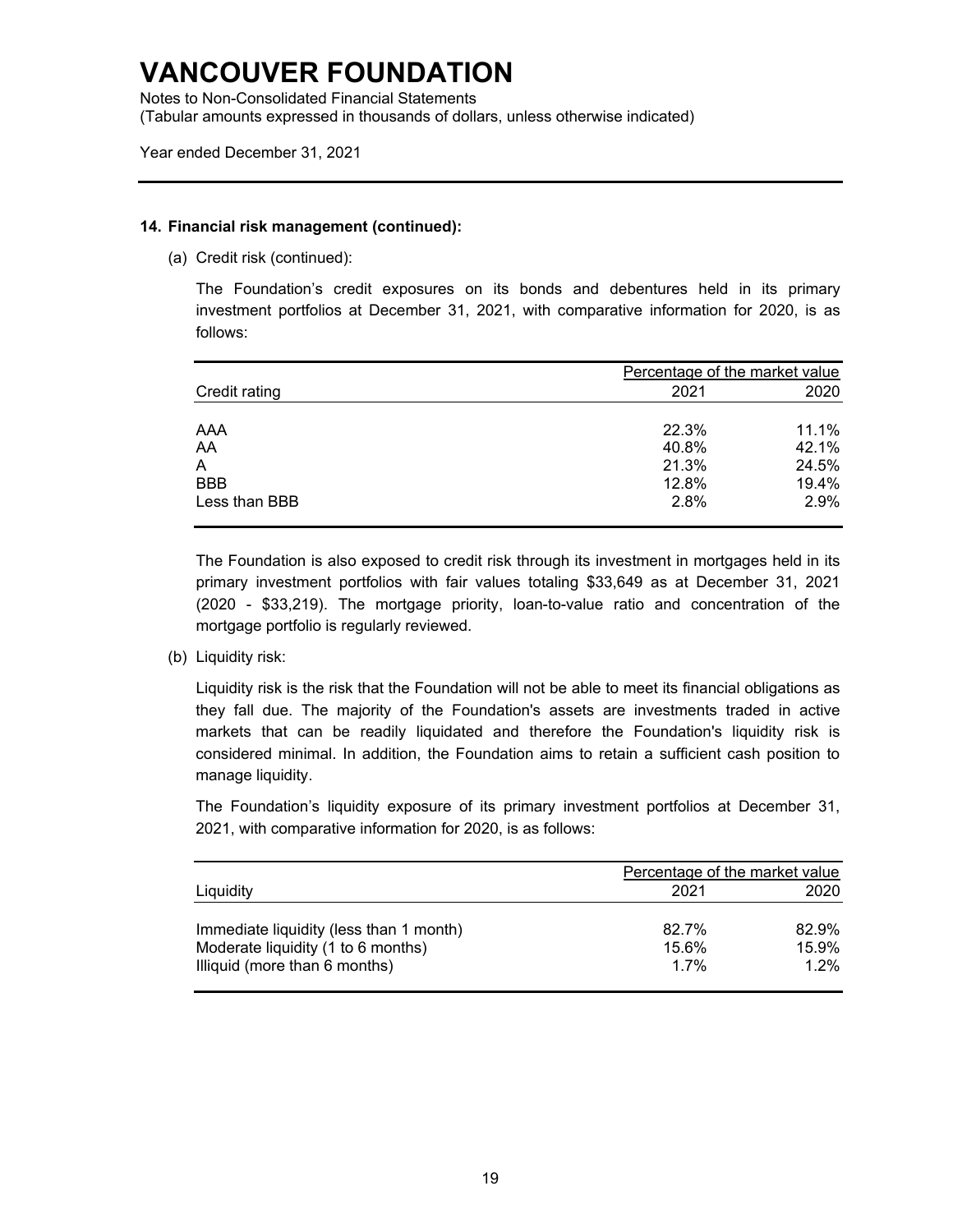# VANCOUVER FOUNDATION

Notes to Non-Consolidated Financial Statements
(Tabular amounts expressed in thousands of dollars, unless otherwise indicated)

Year ended December 31, 2021

**14. Financial risk management (continued):**

(a) Credit risk (continued):

The Foundation's credit exposures on its bonds and debentures held in its primary investment portfolios at December 31, 2021, with comparative information for 2020, is as follows:

| | Percentage of the market value | |
|---|---|---|
| Credit rating | 2021 | 2020 |
| AAA | 22.3% | 11.1% |
| AA | 40.8% | 42.1% |
| A | 21.3% | 24.5% |
| BBB | 12.8% | 19.4% |
| Less than BBB | 2.8% | 2.9% |

The Foundation is also exposed to credit risk through its investment in mortgages held in its primary investment portfolios with fair values totaling $33,649 as at December 31, 2021 (2020 - $33,219). The mortgage priority, loan-to-value ratio and concentration of the mortgage portfolio is regularly reviewed.

(b) Liquidity risk:

Liquidity risk is the risk that the Foundation will not be able to meet its financial obligations as they fall due. The majority of the Foundation's assets are investments traded in active markets that can be readily liquidated and therefore the Foundation's liquidity risk is considered minimal. In addition, the Foundation aims to retain a sufficient cash position to manage liquidity.

The Foundation's liquidity exposure of its primary investment portfolios at December 31, 2021, with comparative information for 2020, is as follows:

| | Percentage of the market value | |
|---|---|---|
| Liquidity | 2021 | 2020 |
| Immediate liquidity (less than 1 month) | 82.7% | 82.9% |
| Moderate liquidity (1 to 6 months) | 15.6% | 15.9% |
| Illiquid (more than 6 months) | 1.7% | 1.2% |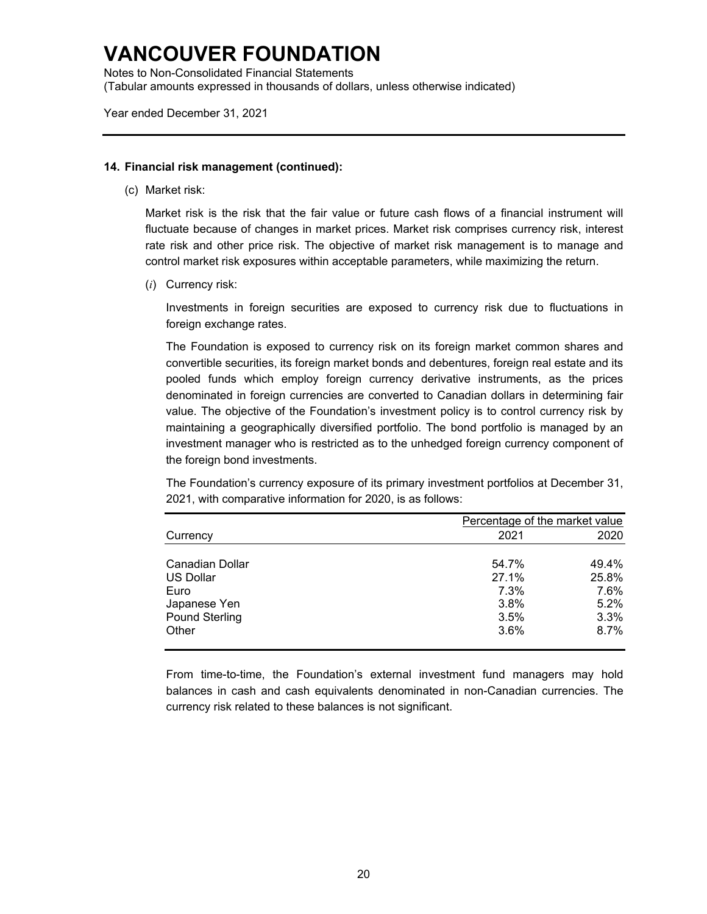# VANCOUVER FOUNDATION

Notes to Non-Consolidated Financial Statements
(Tabular amounts expressed in thousands of dollars, unless otherwise indicated)

Year ended December 31, 2021

**14. Financial risk management (continued):**

(c) Market risk:

Market risk is the risk that the fair value or future cash flows of a financial instrument will fluctuate because of changes in market prices. Market risk comprises currency risk, interest rate risk and other price risk. The objective of market risk management is to manage and control market risk exposures within acceptable parameters, while maximizing the return.

(*i*) Currency risk:

Investments in foreign securities are exposed to currency risk due to fluctuations in foreign exchange rates.

The Foundation is exposed to currency risk on its foreign market common shares and convertible securities, its foreign market bonds and debentures, foreign real estate and its pooled funds which employ foreign currency derivative instruments, as the prices denominated in foreign currencies are converted to Canadian dollars in determining fair value. The objective of the Foundation's investment policy is to control currency risk by maintaining a geographically diversified portfolio. The bond portfolio is managed by an investment manager who is restricted as to the unhedged foreign currency component of the foreign bond investments.

The Foundation's currency exposure of its primary investment portfolios at December 31, 2021, with comparative information for 2020, is as follows:

| | Percentage of the market value | |
|---|---|---|
| Currency | 2021 | 2020 |
| Canadian Dollar | 54.7% | 49.4% |
| US Dollar | 27.1% | 25.8% |
| Euro | 7.3% | 7.6% |
| Japanese Yen | 3.8% | 5.2% |
| Pound Sterling | 3.5% | 3.3% |
| Other | 3.6% | 8.7% |

From time-to-time, the Foundation's external investment fund managers may hold balances in cash and cash equivalents denominated in non-Canadian currencies. The currency risk related to these balances is not significant.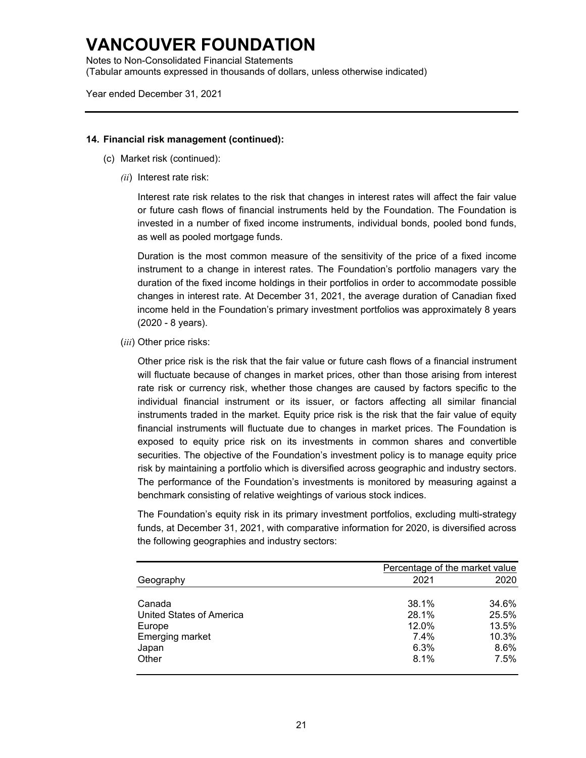# VANCOUVER FOUNDATION

Notes to Non-Consolidated Financial Statements
(Tabular amounts expressed in thousands of dollars, unless otherwise indicated)

Year ended December 31, 2021

**14. Financial risk management (continued):**

(c) Market risk (continued):

(*ii*) Interest rate risk:

Interest rate risk relates to the risk that changes in interest rates will affect the fair value or future cash flows of financial instruments held by the Foundation. The Foundation is invested in a number of fixed income instruments, individual bonds, pooled bond funds, as well as pooled mortgage funds.

Duration is the most common measure of the sensitivity of the price of a fixed income instrument to a change in interest rates. The Foundation's portfolio managers vary the duration of the fixed income holdings in their portfolios in order to accommodate possible changes in interest rate. At December 31, 2021, the average duration of Canadian fixed income held in the Foundation's primary investment portfolios was approximately 8 years (2020 - 8 years).

(*iii*) Other price risks:

Other price risk is the risk that the fair value or future cash flows of a financial instrument will fluctuate because of changes in market prices, other than those arising from interest rate risk or currency risk, whether those changes are caused by factors specific to the individual financial instrument or its issuer, or factors affecting all similar financial instruments traded in the market. Equity price risk is the risk that the fair value of equity financial instruments will fluctuate due to changes in market prices. The Foundation is exposed to equity price risk on its investments in common shares and convertible securities. The objective of the Foundation's investment policy is to manage equity price risk by maintaining a portfolio which is diversified across geographic and industry sectors. The performance of the Foundation's investments is monitored by measuring against a benchmark consisting of relative weightings of various stock indices.

The Foundation's equity risk in its primary investment portfolios, excluding multi-strategy funds, at December 31, 2021, with comparative information for 2020, is diversified across the following geographies and industry sectors:

| | Percentage of the market value | |
|---|---|---|
| Geography | 2021 | 2020 |
| Canada | 38.1% | 34.6% |
| United States of America | 28.1% | 25.5% |
| Europe | 12.0% | 13.5% |
| Emerging market | 7.4% | 10.3% |
| Japan | 6.3% | 8.6% |
| Other | 8.1% | 7.5% |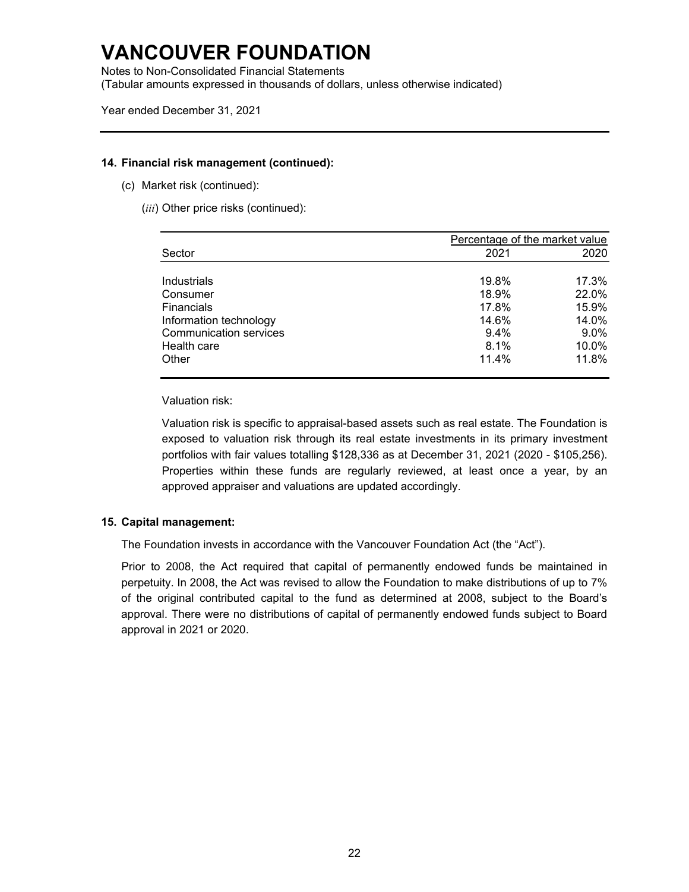# VANCOUVER FOUNDATION

Notes to Non-Consolidated Financial Statements
(Tabular amounts expressed in thousands of dollars, unless otherwise indicated)

Year ended December 31, 2021

### 14. Financial risk management (continued):

(c) Market risk (continued):

(*iii*) Other price risks (continued):

| | Percentage of the market value | |
|---|---|---|
| Sector | 2021 | 2020 |
| Industrials | 19.8% | 17.3% |
| Consumer | 18.9% | 22.0% |
| Financials | 17.8% | 15.9% |
| Information technology | 14.6% | 14.0% |
| Communication services | 9.4% | 9.0% |
| Health care | 8.1% | 10.0% |
| Other | 11.4% | 11.8% |

Valuation risk:

Valuation risk is specific to appraisal-based assets such as real estate. The Foundation is exposed to valuation risk through its real estate investments in its primary investment portfolios with fair values totalling $128,336 as at December 31, 2021 (2020 - $105,256). Properties within these funds are regularly reviewed, at least once a year, by an approved appraiser and valuations are updated accordingly.

### 15. Capital management:

The Foundation invests in accordance with the Vancouver Foundation Act (the "Act").

Prior to 2008, the Act required that capital of permanently endowed funds be maintained in perpetuity. In 2008, the Act was revised to allow the Foundation to make distributions of up to 7% of the original contributed capital to the fund as determined at 2008, subject to the Board's approval. There were no distributions of capital of permanently endowed funds subject to Board approval in 2021 or 2020.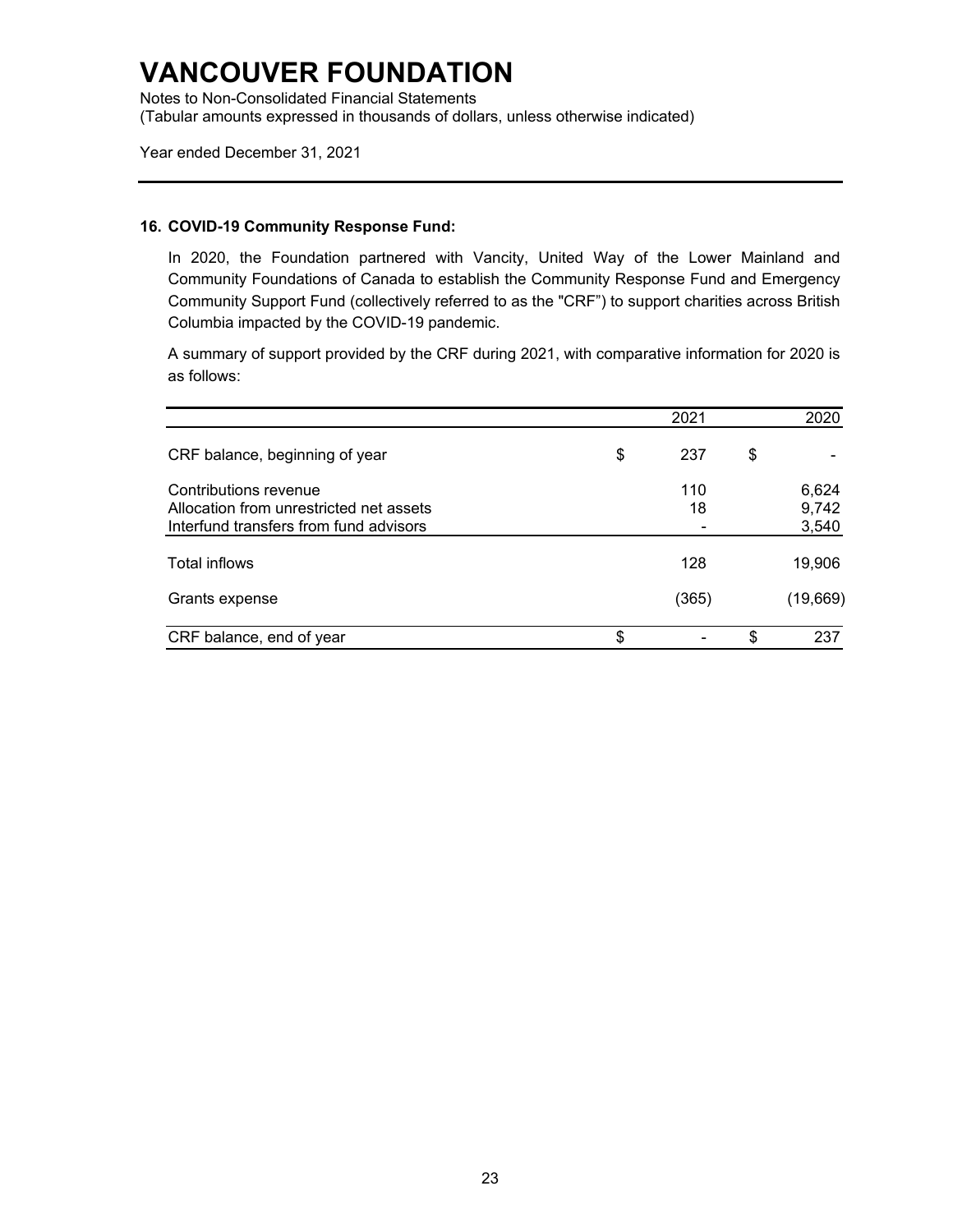# VANCOUVER FOUNDATION

Notes to Non-Consolidated Financial Statements
(Tabular amounts expressed in thousands of dollars, unless otherwise indicated)

Year ended December 31, 2021

### 16. COVID-19 Community Response Fund:

In 2020, the Foundation partnered with Vancity, United Way of the Lower Mainland and Community Foundations of Canada to establish the Community Response Fund and Emergency Community Support Fund (collectively referred to as the "CRF") to support charities across British Columbia impacted by the COVID-19 pandemic.

A summary of support provided by the CRF during 2021, with comparative information for 2020 is as follows:

| | 2021 | 2020 |
|---|---|---|
| CRF balance, beginning of year | $ 237 | $ - |
| Contributions revenue | 110 | 6,624 |
| Allocation from unrestricted net assets | 18 | 9,742 |
| Interfund transfers from fund advisors | - | 3,540 |
| Total inflows | 128 | 19,906 |
| Grants expense | (365) | (19,669) |
| CRF balance, end of year | $ - | $ 237 |